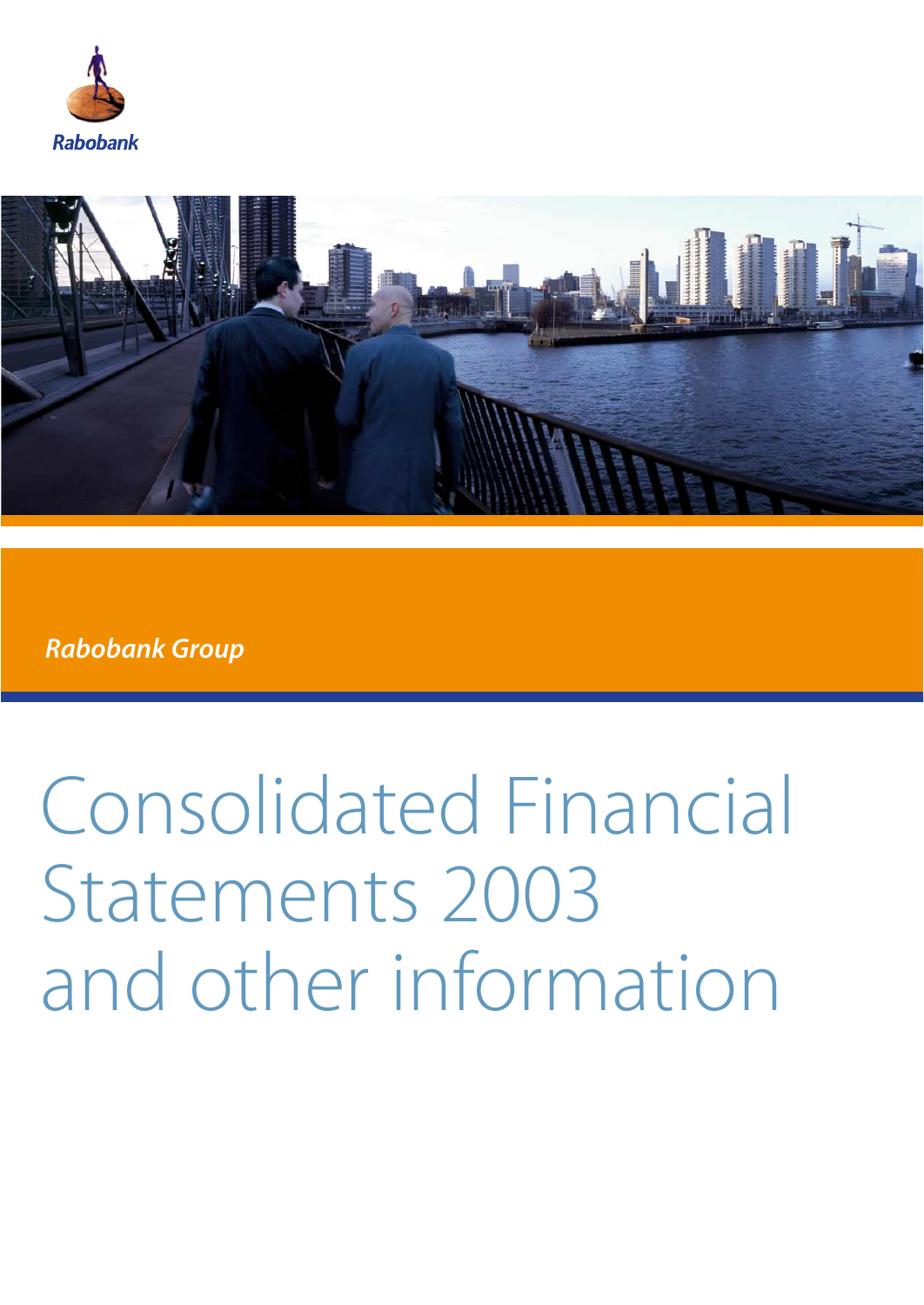Rabobank

*Rabobank Group*

# Consolidated Financial Statements 2003 and other information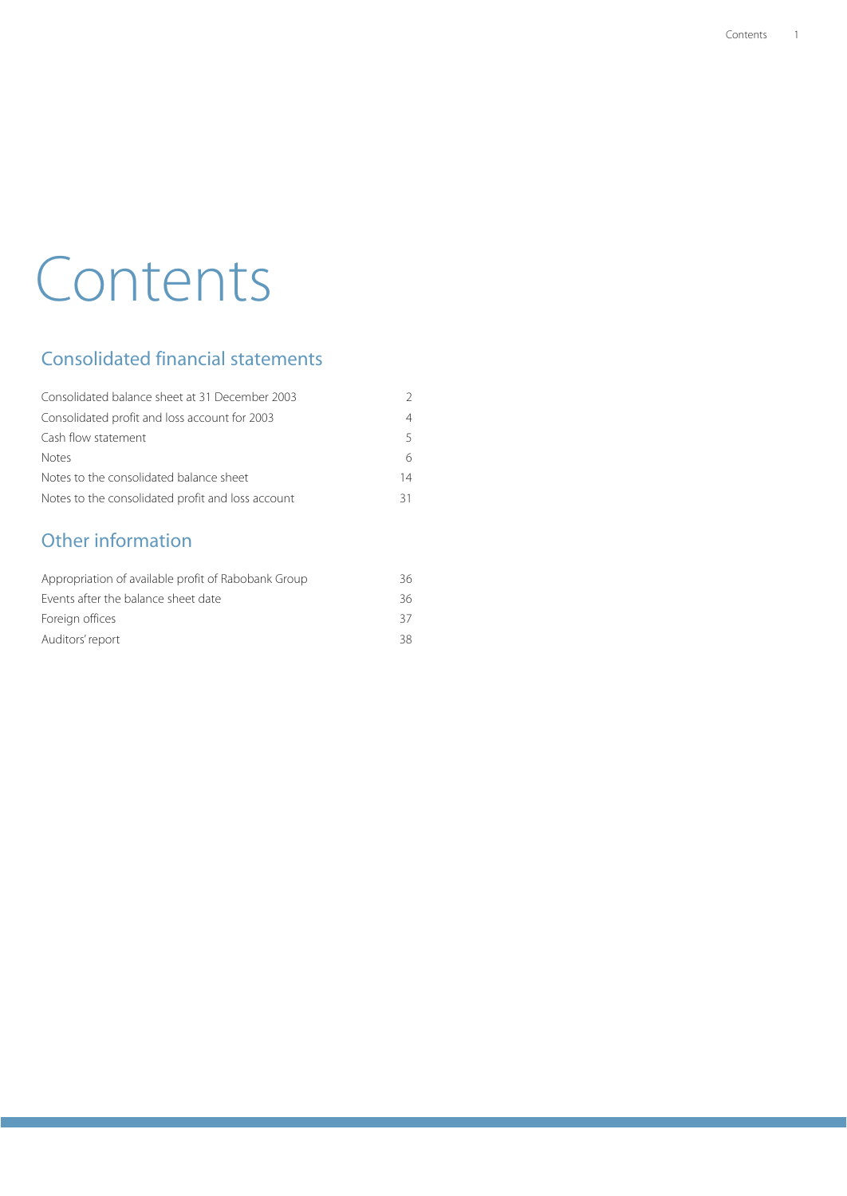# Contents

## Consolidated financial statements

| | |
|---|---|
| Consolidated balance sheet at 31 December 2003 | 2 |
| Consolidated profit and loss account for 2003 | 4 |
| Cash flow statement | 5 |
| Notes | 6 |
| Notes to the consolidated balance sheet | 14 |
| Notes to the consolidated profit and loss account | 31 |

## Other information

| | |
|---|---|
| Appropriation of available profit of Rabobank Group | 36 |
| Events after the balance sheet date | 36 |
| Foreign offices | 37 |
| Auditors' report | 38 |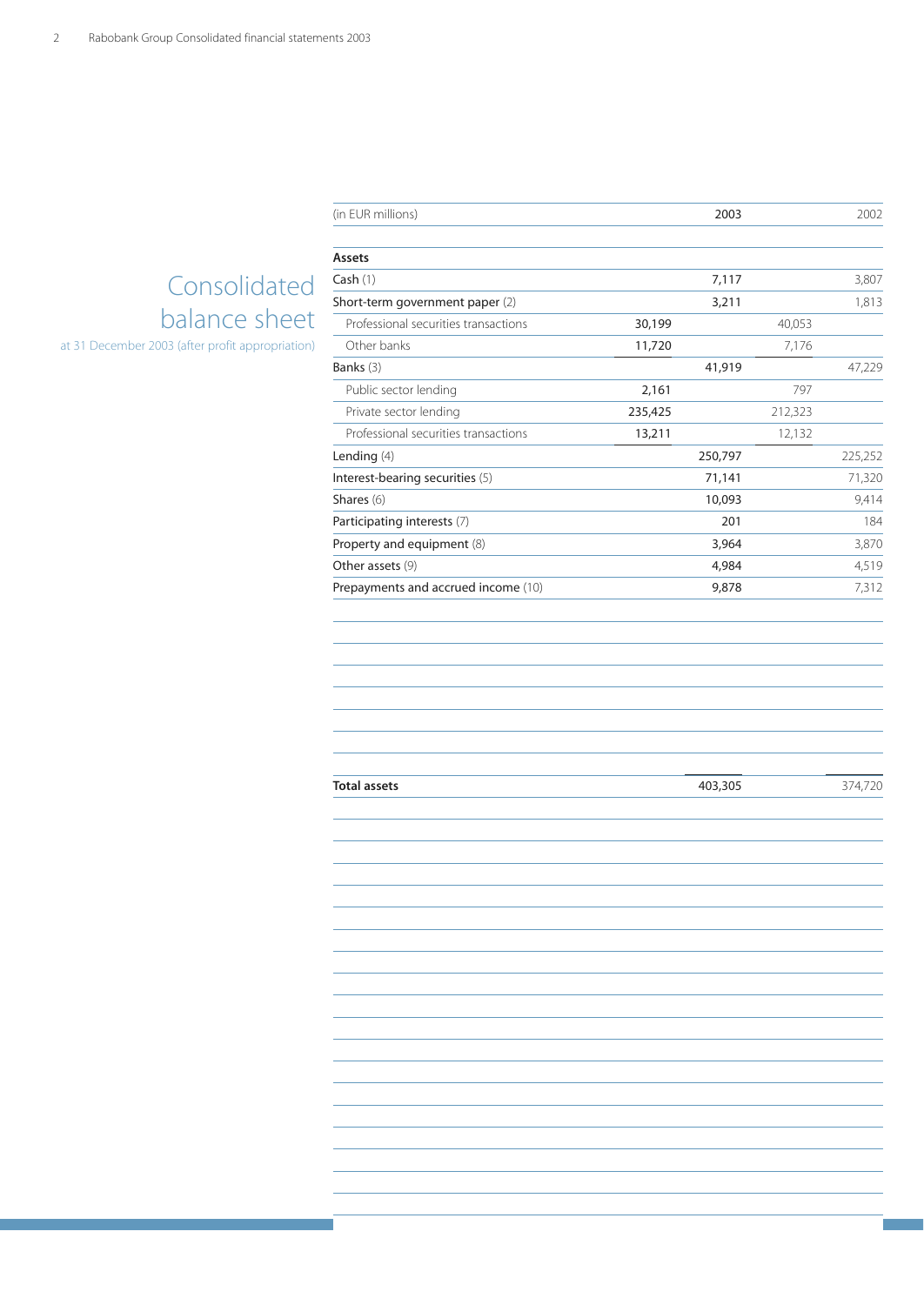# Consolidated balance sheet

at 31 December 2003 (after profit appropriation)

| (in EUR millions) | | 2003 | | 2002 |
|---|---|---|---|---|
| **Assets** | | | | |
| Cash (1) | | 7,117 | | 3,807 |
| Short-term government paper (2) | | 3,211 | | 1,813 |
| Professional securities transactions | 30,199 | | 40,053 | |
| Other banks | 11,720 | | 7,176 | |
| Banks (3) | | 41,919 | | 47,229 |
| Public sector lending | 2,161 | | 797 | |
| Private sector lending | 235,425 | | 212,323 | |
| Professional securities transactions | 13,211 | | 12,132 | |
| Lending (4) | | 250,797 | | 225,252 |
| Interest-bearing securities (5) | | 71,141 | | 71,320 |
| Shares (6) | | 10,093 | | 9,414 |
| Participating interests (7) | | 201 | | 184 |
| Property and equipment (8) | | 3,964 | | 3,870 |
| Other assets (9) | | 4,984 | | 4,519 |
| Prepayments and accrued income (10) | | 9,878 | | 7,312 |
| **Total assets** | | 403,305 | | 374,720 |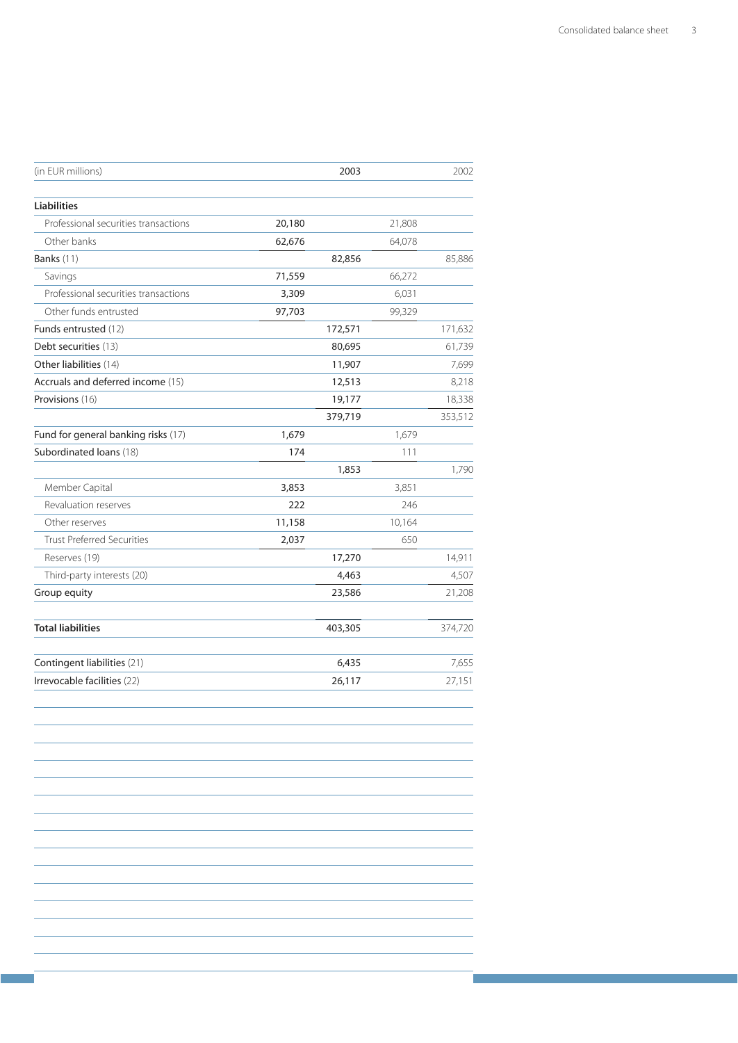| (in EUR millions) | | 2003 | | 2002 |
|---|---|---|---|---|
| **Liabilities** | | | | |
| Professional securities transactions | 20,180 | | 21,808 | |
| Other banks | 62,676 | | 64,078 | |
| Banks (11) | | 82,856 | | 85,886 |
| Savings | 71,559 | | 66,272 | |
| Professional securities transactions | 3,309 | | 6,031 | |
| Other funds entrusted | 97,703 | | 99,329 | |
| Funds entrusted (12) | | 172,571 | | 171,632 |
| Debt securities (13) | | 80,695 | | 61,739 |
| Other liabilities (14) | | 11,907 | | 7,699 |
| Accruals and deferred income (15) | | 12,513 | | 8,218 |
| Provisions (16) | | 19,177 | | 18,338 |
| | | 379,719 | | 353,512 |
| Fund for general banking risks (17) | 1,679 | | 1,679 | |
| Subordinated loans (18) | 174 | | 111 | |
| | | 1,853 | | 1,790 |
| Member Capital | 3,853 | | 3,851 | |
| Revaluation reserves | 222 | | 246 | |
| Other reserves | 11,158 | | 10,164 | |
| Trust Preferred Securities | 2,037 | | 650 | |
| Reserves (19) | | 17,270 | | 14,911 |
| Third-party interests (20) | | 4,463 | | 4,507 |
| Group equity | | 23,586 | | 21,208 |
| **Total liabilities** | | 403,305 | | 374,720 |
| Contingent liabilities (21) | | 6,435 | | 7,655 |
| Irrevocable facilities (22) | | 26,117 | | 27,151 |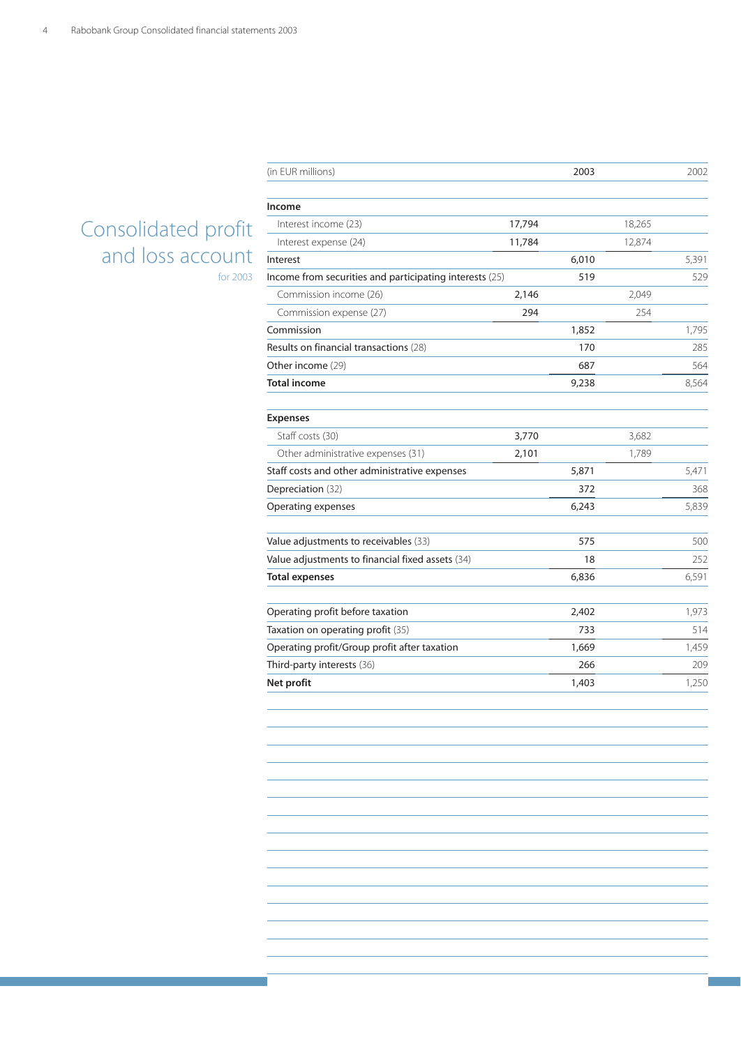# Consolidated profit and loss account

for 2003

| (in EUR millions) | | 2003 | | 2002 |
|---|---|---|---|---|
| **Income** | | | | |
| Interest income (23) | 17,794 | | 18,265 | |
| Interest expense (24) | 11,784 | | 12,874 | |
| Interest | | 6,010 | | 5,391 |
| Income from securities and participating interests (25) | | 519 | | 529 |
| Commission income (26) | 2,146 | | 2,049 | |
| Commission expense (27) | 294 | | 254 | |
| Commission | | 1,852 | | 1,795 |
| Results on financial transactions (28) | | 170 | | 285 |
| Other income (29) | | 687 | | 564 |
| **Total income** | | 9,238 | | 8,564 |
| | | | | |
| **Expenses** | | | | |
| Staff costs (30) | 3,770 | | 3,682 | |
| Other administrative expenses (31) | 2,101 | | 1,789 | |
| Staff costs and other administrative expenses | | 5,871 | | 5,471 |
| Depreciation (32) | | 372 | | 368 |
| Operating expenses | | 6,243 | | 5,839 |
| | | | | |
| Value adjustments to receivables (33) | | 575 | | 500 |
| Value adjustments to financial fixed assets (34) | | 18 | | 252 |
| **Total expenses** | | 6,836 | | 6,591 |
| | | | | |
| Operating profit before taxation | | 2,402 | | 1,973 |
| Taxation on operating profit (35) | | 733 | | 514 |
| Operating profit/Group profit after taxation | | 1,669 | | 1,459 |
| Third-party interests (36) | | 266 | | 209 |
| **Net profit** | | 1,403 | | 1,250 |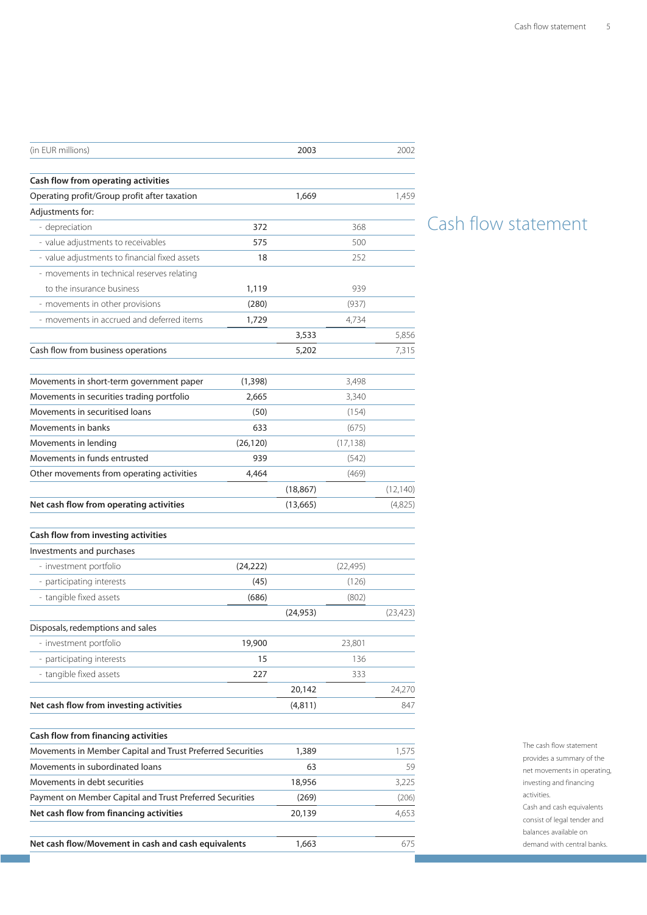# Cash flow statement

| (in EUR millions) | | 2003 | | 2002 |
|---|---|---|---|---|
| **Cash flow from operating activities** | | | | |
| Operating profit/Group profit after taxation | | 1,669 | | 1,459 |
| Adjustments for: | | | | |
| - depreciation | 372 | | 368 | |
| - value adjustments to receivables | 575 | | 500 | |
| - value adjustments to financial fixed assets | 18 | | 252 | |
| - movements in technical reserves relating to the insurance business | 1,119 | | 939 | |
| - movements in other provisions | (280) | | (937) | |
| - movements in accrued and deferred items | 1,729 | | 4,734 | |
| | | 3,533 | | 5,856 |
| Cash flow from business operations | | 5,202 | | 7,315 |
| | | | | |
| Movements in short-term government paper | (1,398) | | 3,498 | |
| Movements in securities trading portfolio | 2,665 | | 3,340 | |
| Movements in securitised loans | (50) | | (154) | |
| Movements in banks | 633 | | (675) | |
| Movements in lending | (26,120) | | (17,138) | |
| Movements in funds entrusted | 939 | | (542) | |
| Other movements from operating activities | 4,464 | | (469) | |
| | | (18,867) | | (12,140) |
| **Net cash flow from operating activities** | | (13,665) | | (4,825) |
| | | | | |
| **Cash flow from investing activities** | | | | |
| Investments and purchases | | | | |
| - investment portfolio | (24,222) | | (22,495) | |
| - participating interests | (45) | | (126) | |
| - tangible fixed assets | (686) | | (802) | |
| | | (24,953) | | (23,423) |
| Disposals, redemptions and sales | | | | |
| - investment portfolio | 19,900 | | 23,801 | |
| - participating interests | 15 | | 136 | |
| - tangible fixed assets | 227 | | 333 | |
| | | 20,142 | | 24,270 |
| **Net cash flow from investing activities** | | (4,811) | | 847 |
| | | | | |
| **Cash flow from financing activities** | | | | |
| Movements in Member Capital and Trust Preferred Securities | | 1,389 | | 1,575 |
| Movements in subordinated loans | | 63 | | 59 |
| Movements in debt securities | | 18,956 | | 3,225 |
| Payment on Member Capital and Trust Preferred Securities | | (269) | | (206) |
| **Net cash flow from financing activities** | | 20,139 | | 4,653 |
| | | | | |
| **Net cash flow/Movement in cash and cash equivalents** | | 1,663 | | 675 |

The cash flow statement provides a summary of the net movements in operating, investing and financing activities.

Cash and cash equivalents consist of legal tender and balances available on demand with central banks.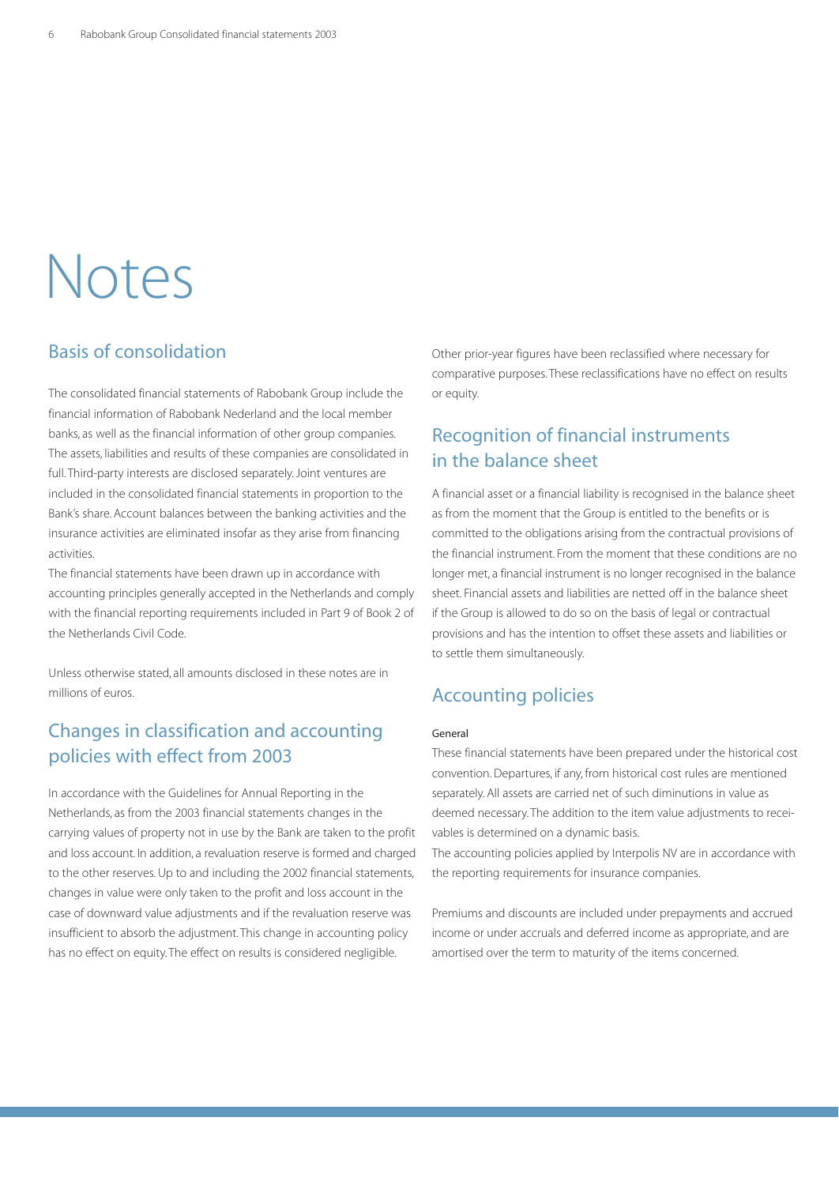# Notes

## Basis of consolidation

The consolidated financial statements of Rabobank Group include the financial information of Rabobank Nederland and the local member banks, as well as the financial information of other group companies. The assets, liabilities and results of these companies are consolidated in full. Third-party interests are disclosed separately. Joint ventures are included in the consolidated financial statements in proportion to the Bank's share. Account balances between the banking activities and the insurance activities are eliminated insofar as they arise from financing activities.
The financial statements have been drawn up in accordance with accounting principles generally accepted in the Netherlands and comply with the financial reporting requirements included in Part 9 of Book 2 of the Netherlands Civil Code.

Unless otherwise stated, all amounts disclosed in these notes are in millions of euros.

## Changes in classification and accounting policies with effect from 2003

In accordance with the Guidelines for Annual Reporting in the Netherlands, as from the 2003 financial statements changes in the carrying values of property not in use by the Bank are taken to the profit and loss account. In addition, a revaluation reserve is formed and charged to the other reserves. Up to and including the 2002 financial statements, changes in value were only taken to the profit and loss account in the case of downward value adjustments and if the revaluation reserve was insufficient to absorb the adjustment. This change in accounting policy has no effect on equity. The effect on results is considered negligible.

Other prior-year figures have been reclassified where necessary for comparative purposes. These reclassifications have no effect on results or equity.

## Recognition of financial instruments in the balance sheet

A financial asset or a financial liability is recognised in the balance sheet as from the moment that the Group is entitled to the benefits or is committed to the obligations arising from the contractual provisions of the financial instrument. From the moment that these conditions are no longer met, a financial instrument is no longer recognised in the balance sheet. Financial assets and liabilities are netted off in the balance sheet if the Group is allowed to do so on the basis of legal or contractual provisions and has the intention to offset these assets and liabilities or to settle them simultaneously.

## Accounting policies

### General

These financial statements have been prepared under the historical cost convention. Departures, if any, from historical cost rules are mentioned separately. All assets are carried net of such diminutions in value as deemed necessary. The addition to the item value adjustments to receivables is determined on a dynamic basis.
The accounting policies applied by Interpolis NV are in accordance with the reporting requirements for insurance companies.

Premiums and discounts are included under prepayments and accrued income or under accruals and deferred income as appropriate, and are amortised over the term to maturity of the items concerned.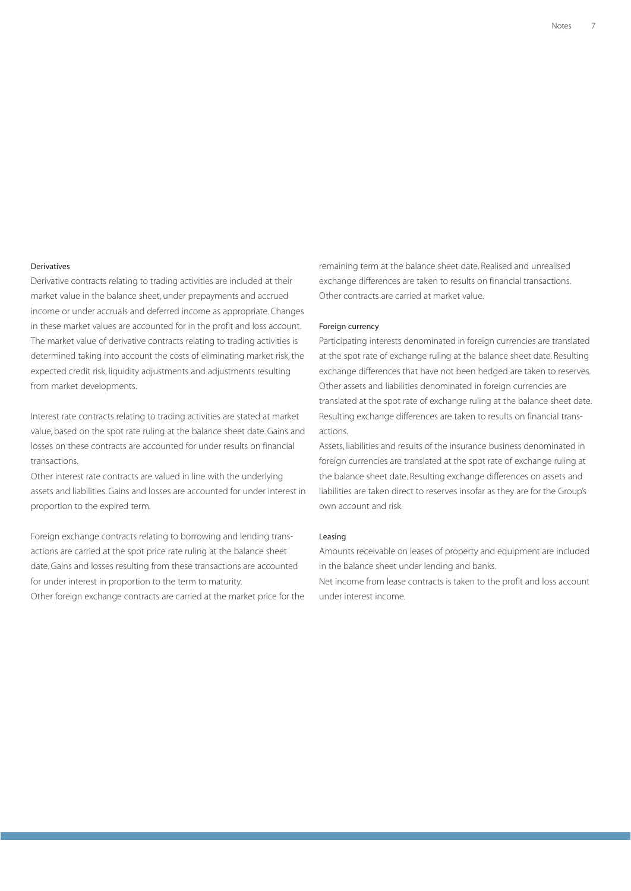### Derivatives

Derivative contracts relating to trading activities are included at their market value in the balance sheet, under prepayments and accrued income or under accruals and deferred income as appropriate. Changes in these market values are accounted for in the profit and loss account. The market value of derivative contracts relating to trading activities is determined taking into account the costs of eliminating market risk, the expected credit risk, liquidity adjustments and adjustments resulting from market developments.

Interest rate contracts relating to trading activities are stated at market value, based on the spot rate ruling at the balance sheet date. Gains and losses on these contracts are accounted for under results on financial transactions.

Other interest rate contracts are valued in line with the underlying assets and liabilities. Gains and losses are accounted for under interest in proportion to the expired term.

Foreign exchange contracts relating to borrowing and lending transactions are carried at the spot price rate ruling at the balance sheet date. Gains and losses resulting from these transactions are accounted for under interest in proportion to the term to maturity.

Other foreign exchange contracts are carried at the market price for the remaining term at the balance sheet date. Realised and unrealised exchange differences are taken to results on financial transactions. Other contracts are carried at market value.

### Foreign currency

Participating interests denominated in foreign currencies are translated at the spot rate of exchange ruling at the balance sheet date. Resulting exchange differences that have not been hedged are taken to reserves. Other assets and liabilities denominated in foreign currencies are translated at the spot rate of exchange ruling at the balance sheet date. Resulting exchange differences are taken to results on financial transactions.

Assets, liabilities and results of the insurance business denominated in foreign currencies are translated at the spot rate of exchange ruling at the balance sheet date. Resulting exchange differences on assets and liabilities are taken direct to reserves insofar as they are for the Group's own account and risk.

### Leasing

Amounts receivable on leases of property and equipment are included in the balance sheet under lending and banks.

Net income from lease contracts is taken to the profit and loss account under interest income.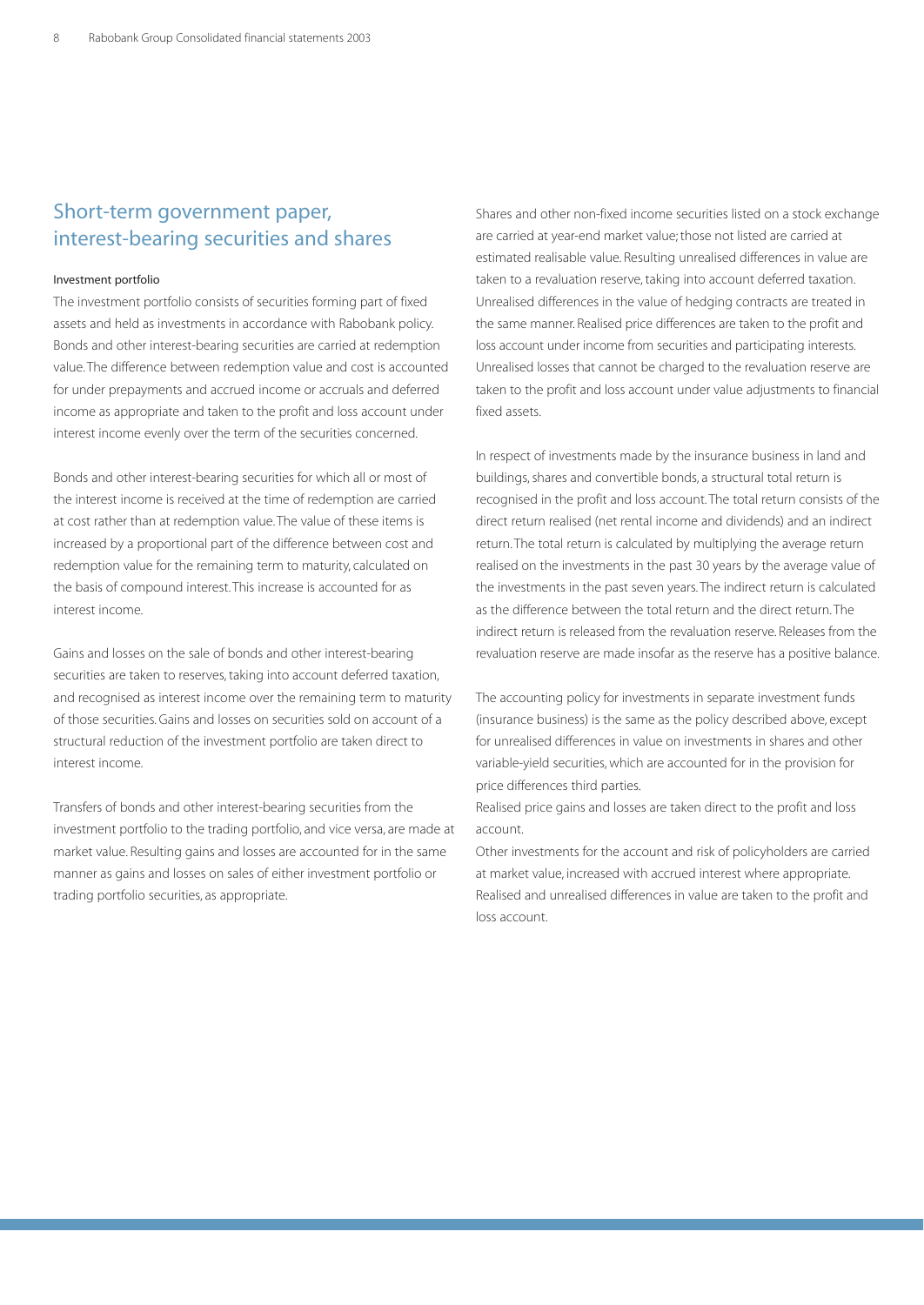## Short-term government paper, interest-bearing securities and shares

### Investment portfolio

The investment portfolio consists of securities forming part of fixed assets and held as investments in accordance with Rabobank policy. Bonds and other interest-bearing securities are carried at redemption value. The difference between redemption value and cost is accounted for under prepayments and accrued income or accruals and deferred income as appropriate and taken to the profit and loss account under interest income evenly over the term of the securities concerned.

Bonds and other interest-bearing securities for which all or most of the interest income is received at the time of redemption are carried at cost rather than at redemption value. The value of these items is increased by a proportional part of the difference between cost and redemption value for the remaining term to maturity, calculated on the basis of compound interest. This increase is accounted for as interest income.

Gains and losses on the sale of bonds and other interest-bearing securities are taken to reserves, taking into account deferred taxation, and recognised as interest income over the remaining term to maturity of those securities. Gains and losses on securities sold on account of a structural reduction of the investment portfolio are taken direct to interest income.

Transfers of bonds and other interest-bearing securities from the investment portfolio to the trading portfolio, and vice versa, are made at market value. Resulting gains and losses are accounted for in the same manner as gains and losses on sales of either investment portfolio or trading portfolio securities, as appropriate.

Shares and other non-fixed income securities listed on a stock exchange are carried at year-end market value; those not listed are carried at estimated realisable value. Resulting unrealised differences in value are taken to a revaluation reserve, taking into account deferred taxation. Unrealised differences in the value of hedging contracts are treated in the same manner. Realised price differences are taken to the profit and loss account under income from securities and participating interests. Unrealised losses that cannot be charged to the revaluation reserve are taken to the profit and loss account under value adjustments to financial fixed assets.

In respect of investments made by the insurance business in land and buildings, shares and convertible bonds, a structural total return is recognised in the profit and loss account. The total return consists of the direct return realised (net rental income and dividends) and an indirect return. The total return is calculated by multiplying the average return realised on the investments in the past 30 years by the average value of the investments in the past seven years. The indirect return is calculated as the difference between the total return and the direct return. The indirect return is released from the revaluation reserve. Releases from the revaluation reserve are made insofar as the reserve has a positive balance.

The accounting policy for investments in separate investment funds (insurance business) is the same as the policy described above, except for unrealised differences in value on investments in shares and other variable-yield securities, which are accounted for in the provision for price differences third parties.

Realised price gains and losses are taken direct to the profit and loss account.

Other investments for the account and risk of policyholders are carried at market value, increased with accrued interest where appropriate. Realised and unrealised differences in value are taken to the profit and loss account.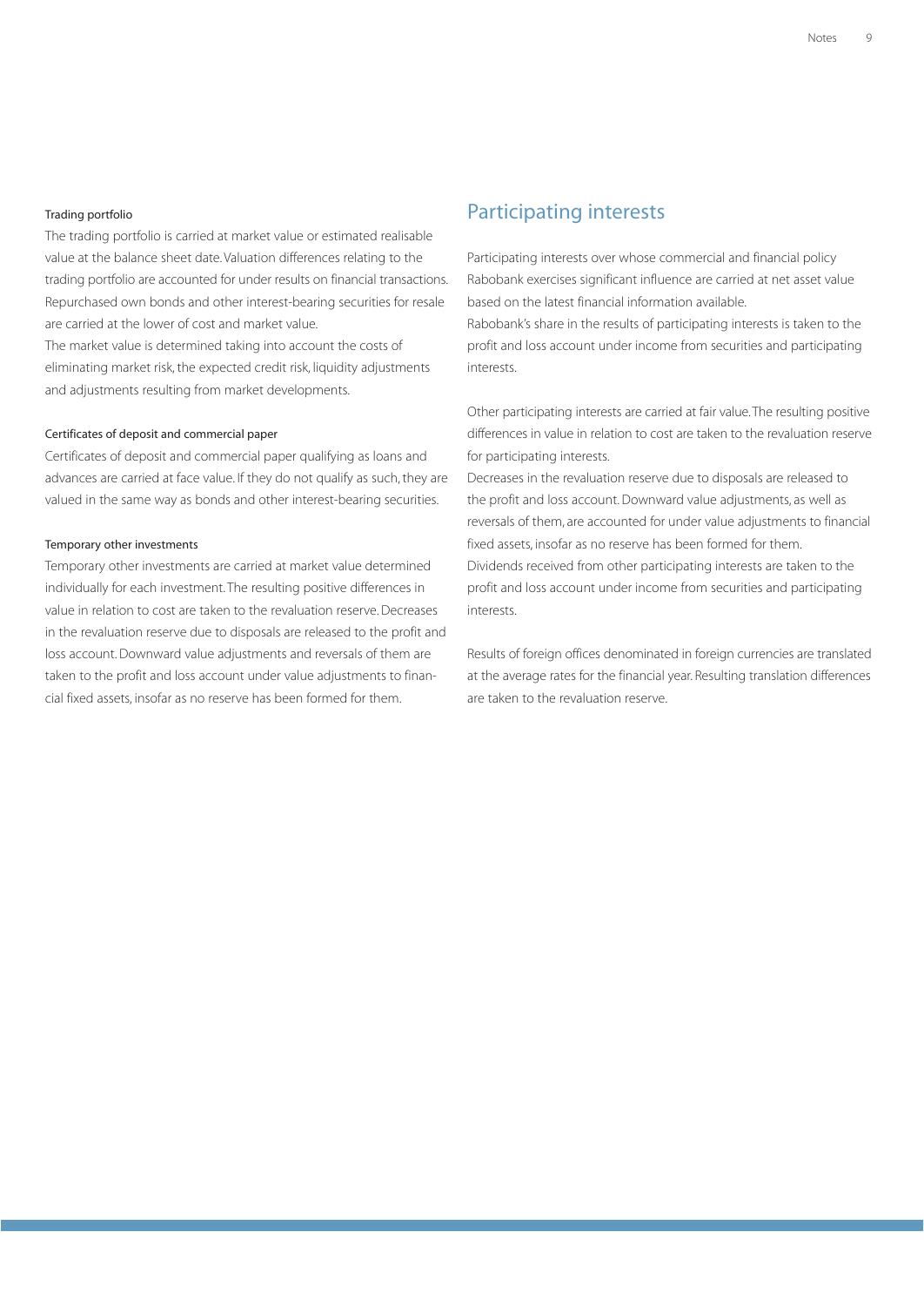### Trading portfolio

The trading portfolio is carried at market value or estimated realisable value at the balance sheet date. Valuation differences relating to the trading portfolio are accounted for under results on financial transactions. Repurchased own bonds and other interest-bearing securities for resale are carried at the lower of cost and market value.
The market value is determined taking into account the costs of eliminating market risk, the expected credit risk, liquidity adjustments and adjustments resulting from market developments.

### Certificates of deposit and commercial paper

Certificates of deposit and commercial paper qualifying as loans and advances are carried at face value. If they do not qualify as such, they are valued in the same way as bonds and other interest-bearing securities.

### Temporary other investments

Temporary other investments are carried at market value determined individually for each investment. The resulting positive differences in value in relation to cost are taken to the revaluation reserve. Decreases in the revaluation reserve due to disposals are released to the profit and loss account. Downward value adjustments and reversals of them are taken to the profit and loss account under value adjustments to financial fixed assets, insofar as no reserve has been formed for them.

## Participating interests

Participating interests over whose commercial and financial policy Rabobank exercises significant influence are carried at net asset value based on the latest financial information available.
Rabobank's share in the results of participating interests is taken to the profit and loss account under income from securities and participating interests.

Other participating interests are carried at fair value. The resulting positive differences in value in relation to cost are taken to the revaluation reserve for participating interests.
Decreases in the revaluation reserve due to disposals are released to the profit and loss account. Downward value adjustments, as well as reversals of them, are accounted for under value adjustments to financial fixed assets, insofar as no reserve has been formed for them.
Dividends received from other participating interests are taken to the profit and loss account under income from securities and participating interests.

Results of foreign offices denominated in foreign currencies are translated at the average rates for the financial year. Resulting translation differences are taken to the revaluation reserve.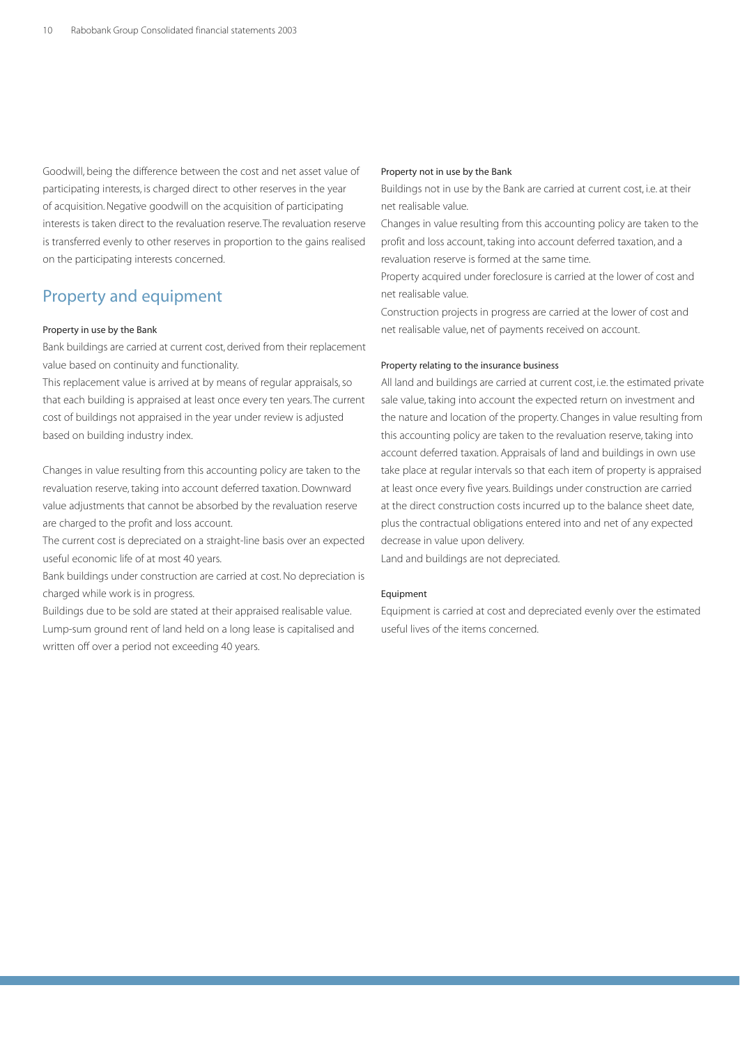Goodwill, being the difference between the cost and net asset value of participating interests, is charged direct to other reserves in the year of acquisition. Negative goodwill on the acquisition of participating interests is taken direct to the revaluation reserve. The revaluation reserve is transferred evenly to other reserves in proportion to the gains realised on the participating interests concerned.

## Property and equipment

#### Property in use by the Bank

Bank buildings are carried at current cost, derived from their replacement value based on continuity and functionality.

This replacement value is arrived at by means of regular appraisals, so that each building is appraised at least once every ten years. The current cost of buildings not appraised in the year under review is adjusted based on building industry index.

Changes in value resulting from this accounting policy are taken to the revaluation reserve, taking into account deferred taxation. Downward value adjustments that cannot be absorbed by the revaluation reserve are charged to the profit and loss account.

The current cost is depreciated on a straight-line basis over an expected useful economic life of at most 40 years.

Bank buildings under construction are carried at cost. No depreciation is charged while work is in progress.

Buildings due to be sold are stated at their appraised realisable value.

Lump-sum ground rent of land held on a long lease is capitalised and written off over a period not exceeding 40 years.

#### Property not in use by the Bank

Buildings not in use by the Bank are carried at current cost, i.e. at their net realisable value.

Changes in value resulting from this accounting policy are taken to the profit and loss account, taking into account deferred taxation, and a revaluation reserve is formed at the same time.

Property acquired under foreclosure is carried at the lower of cost and net realisable value.

Construction projects in progress are carried at the lower of cost and net realisable value, net of payments received on account.

#### Property relating to the insurance business

All land and buildings are carried at current cost, i.e. the estimated private sale value, taking into account the expected return on investment and the nature and location of the property. Changes in value resulting from this accounting policy are taken to the revaluation reserve, taking into account deferred taxation. Appraisals of land and buildings in own use take place at regular intervals so that each item of property is appraised at least once every five years. Buildings under construction are carried at the direct construction costs incurred up to the balance sheet date, plus the contractual obligations entered into and net of any expected decrease in value upon delivery.

Land and buildings are not depreciated.

#### Equipment

Equipment is carried at cost and depreciated evenly over the estimated useful lives of the items concerned.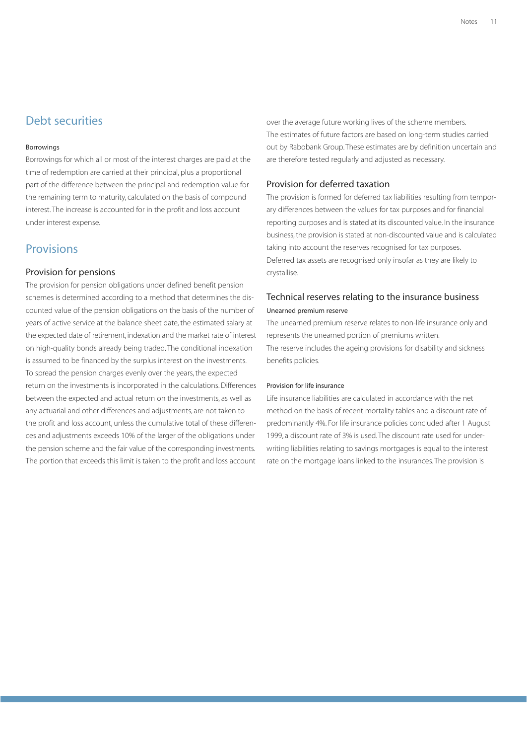## Debt securities

#### Borrowings

Borrowings for which all or most of the interest charges are paid at the time of redemption are carried at their principal, plus a proportional part of the difference between the principal and redemption value for the remaining term to maturity, calculated on the basis of compound interest. The increase is accounted for in the profit and loss account under interest expense.

## Provisions

### Provision for pensions

The provision for pension obligations under defined benefit pension schemes is determined according to a method that determines the discounted value of the pension obligations on the basis of the number of years of active service at the balance sheet date, the estimated salary at the expected date of retirement, indexation and the market rate of interest on high-quality bonds already being traded. The conditional indexation is assumed to be financed by the surplus interest on the investments. To spread the pension charges evenly over the years, the expected return on the investments is incorporated in the calculations. Differences between the expected and actual return on the investments, as well as any actuarial and other differences and adjustments, are not taken to the profit and loss account, unless the cumulative total of these differences and adjustments exceeds 10% of the larger of the obligations under the pension scheme and the fair value of the corresponding investments. The portion that exceeds this limit is taken to the profit and loss account over the average future working lives of the scheme members.
The estimates of future factors are based on long-term studies carried out by Rabobank Group. These estimates are by definition uncertain and are therefore tested regularly and adjusted as necessary.

### Provision for deferred taxation

The provision is formed for deferred tax liabilities resulting from temporary differences between the values for tax purposes and for financial reporting purposes and is stated at its discounted value. In the insurance business, the provision is stated at non-discounted value and is calculated taking into account the reserves recognised for tax purposes.
Deferred tax assets are recognised only insofar as they are likely to crystallise.

### Technical reserves relating to the insurance business

#### Unearned premium reserve

The unearned premium reserve relates to non-life insurance only and represents the unearned portion of premiums written.
The reserve includes the ageing provisions for disability and sickness benefits policies.

#### Provision for life insurance

Life insurance liabilities are calculated in accordance with the net method on the basis of recent mortality tables and a discount rate of predominantly 4%. For life insurance policies concluded after 1 August 1999, a discount rate of 3% is used. The discount rate used for underwriting liabilities relating to savings mortgages is equal to the interest rate on the mortgage loans linked to the insurances. The provision is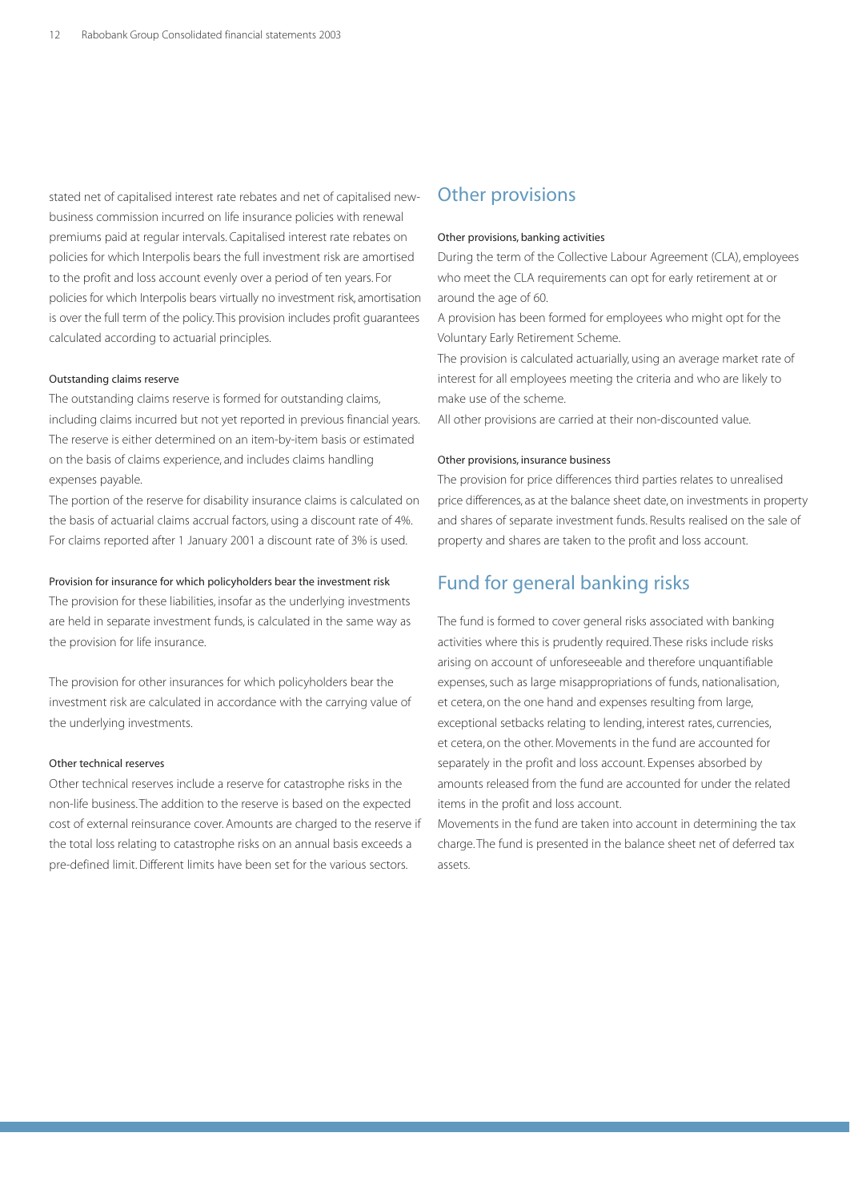stated net of capitalised interest rate rebates and net of capitalised new-business commission incurred on life insurance policies with renewal premiums paid at regular intervals. Capitalised interest rate rebates on policies for which Interpolis bears the full investment risk are amortised to the profit and loss account evenly over a period of ten years. For policies for which Interpolis bears virtually no investment risk, amortisation is over the full term of the policy. This provision includes profit guarantees calculated according to actuarial principles.

#### Outstanding claims reserve

The outstanding claims reserve is formed for outstanding claims, including claims incurred but not yet reported in previous financial years. The reserve is either determined on an item-by-item basis or estimated on the basis of claims experience, and includes claims handling expenses payable.

The portion of the reserve for disability insurance claims is calculated on the basis of actuarial claims accrual factors, using a discount rate of 4%. For claims reported after 1 January 2001 a discount rate of 3% is used.

#### Provision for insurance for which policyholders bear the investment risk

The provision for these liabilities, insofar as the underlying investments are held in separate investment funds, is calculated in the same way as the provision for life insurance.

The provision for other insurances for which policyholders bear the investment risk are calculated in accordance with the carrying value of the underlying investments.

#### Other technical reserves

Other technical reserves include a reserve for catastrophe risks in the non-life business. The addition to the reserve is based on the expected cost of external reinsurance cover. Amounts are charged to the reserve if the total loss relating to catastrophe risks on an annual basis exceeds a pre-defined limit. Different limits have been set for the various sectors.

## Other provisions

#### Other provisions, banking activities

During the term of the Collective Labour Agreement (CLA), employees who meet the CLA requirements can opt for early retirement at or around the age of 60.

A provision has been formed for employees who might opt for the Voluntary Early Retirement Scheme.

The provision is calculated actuarially, using an average market rate of interest for all employees meeting the criteria and who are likely to make use of the scheme.

All other provisions are carried at their non-discounted value.

#### Other provisions, insurance business

The provision for price differences third parties relates to unrealised price differences, as at the balance sheet date, on investments in property and shares of separate investment funds. Results realised on the sale of property and shares are taken to the profit and loss account.

## Fund for general banking risks

The fund is formed to cover general risks associated with banking activities where this is prudently required. These risks include risks arising on account of unforeseeable and therefore unquantifiable expenses, such as large misappropriations of funds, nationalisation, et cetera, on the one hand and expenses resulting from large, exceptional setbacks relating to lending, interest rates, currencies, et cetera, on the other. Movements in the fund are accounted for separately in the profit and loss account. Expenses absorbed by amounts released from the fund are accounted for under the related items in the profit and loss account.

Movements in the fund are taken into account in determining the tax charge. The fund is presented in the balance sheet net of deferred tax assets.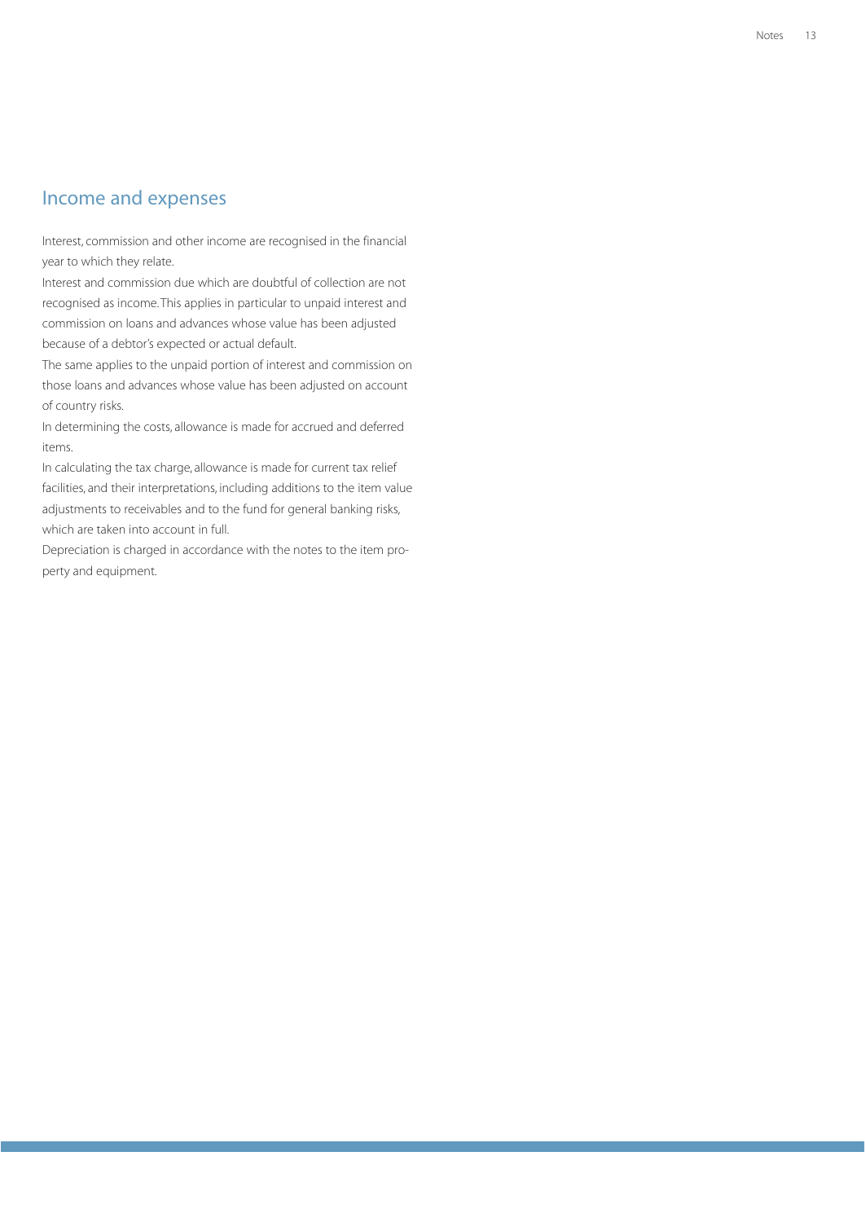## Income and expenses

Interest, commission and other income are recognised in the financial year to which they relate.

Interest and commission due which are doubtful of collection are not recognised as income. This applies in particular to unpaid interest and commission on loans and advances whose value has been adjusted because of a debtor's expected or actual default.

The same applies to the unpaid portion of interest and commission on those loans and advances whose value has been adjusted on account of country risks.

In determining the costs, allowance is made for accrued and deferred items.

In calculating the tax charge, allowance is made for current tax relief facilities, and their interpretations, including additions to the item value adjustments to receivables and to the fund for general banking risks, which are taken into account in full.

Depreciation is charged in accordance with the notes to the item property and equipment.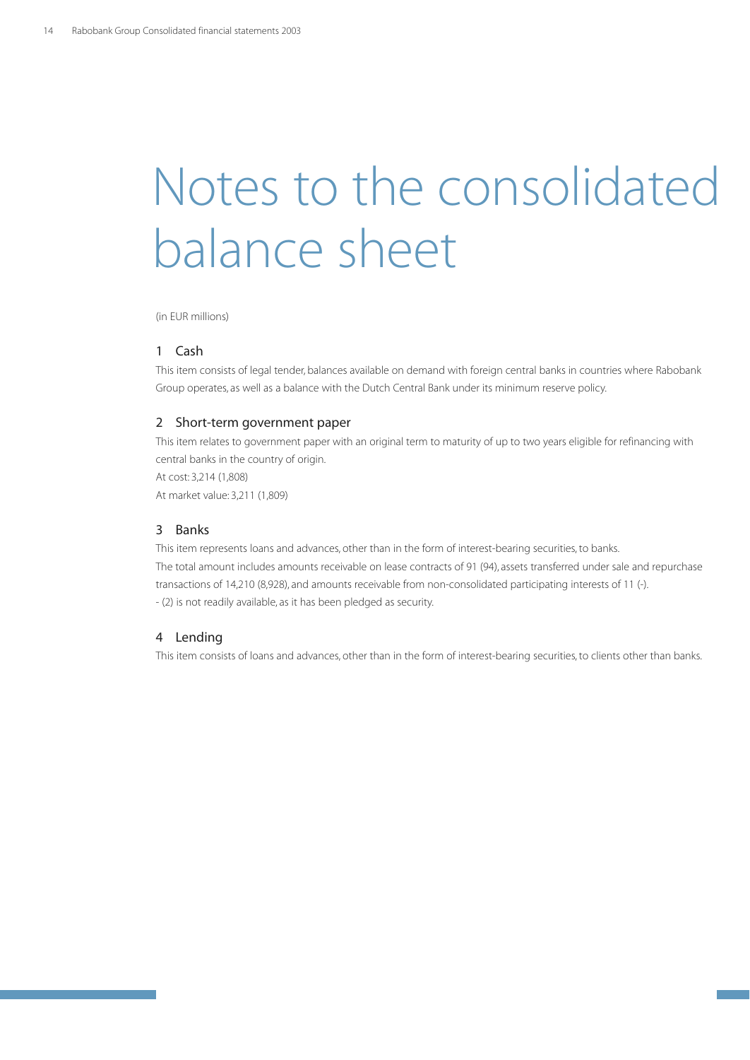# Notes to the consolidated balance sheet

(in EUR millions)

## 1 Cash

This item consists of legal tender, balances available on demand with foreign central banks in countries where Rabobank Group operates, as well as a balance with the Dutch Central Bank under its minimum reserve policy.

## 2 Short-term government paper

This item relates to government paper with an original term to maturity of up to two years eligible for refinancing with central banks in the country of origin.

At cost: 3,214 (1,808)

At market value: 3,211 (1,809)

## 3 Banks

This item represents loans and advances, other than in the form of interest-bearing securities, to banks.

The total amount includes amounts receivable on lease contracts of 91 (94), assets transferred under sale and repurchase transactions of 14,210 (8,928), and amounts receivable from non-consolidated participating interests of 11 (-).

- (2) is not readily available, as it has been pledged as security.

## 4 Lending

This item consists of loans and advances, other than in the form of interest-bearing securities, to clients other than banks.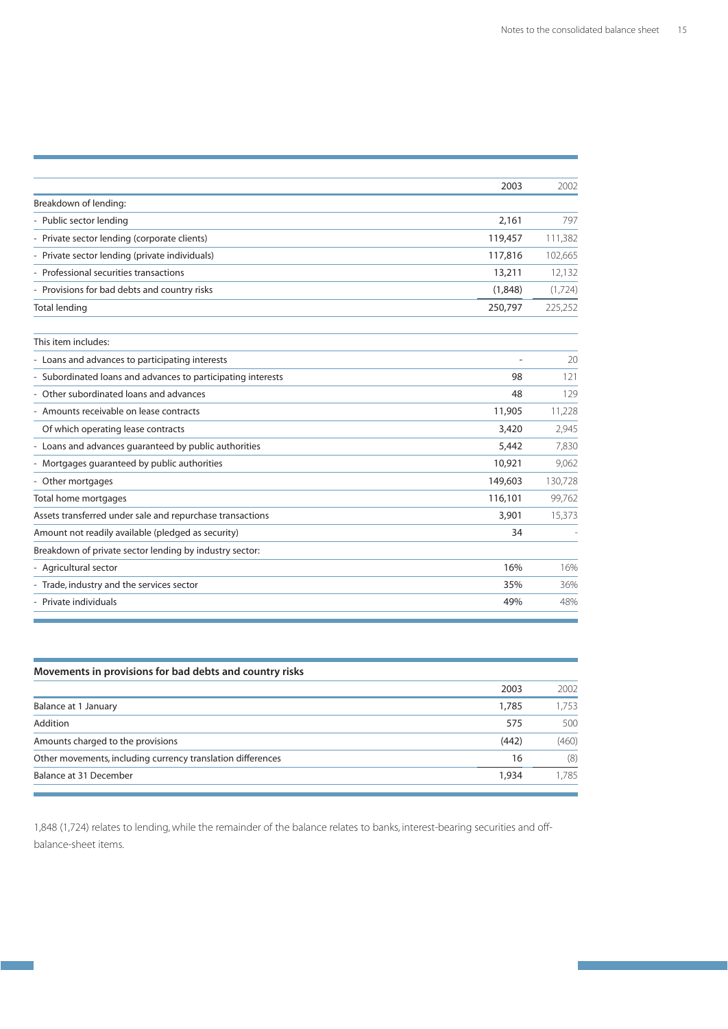| | 2003 | 2002 |
|---|---|---|
| Breakdown of lending: | | |
| - Public sector lending | 2,161 | 797 |
| - Private sector lending (corporate clients) | 119,457 | 111,382 |
| - Private sector lending (private individuals) | 117,816 | 102,665 |
| - Professional securities transactions | 13,211 | 12,132 |
| - Provisions for bad debts and country risks | (1,848) | (1,724) |
| Total lending | 250,797 | 225,252 |
| | | |
| This item includes: | | |
| - Loans and advances to participating interests | - | 20 |
| - Subordinated loans and advances to participating interests | 98 | 121 |
| - Other subordinated loans and advances | 48 | 129 |
| - Amounts receivable on lease contracts | 11,905 | 11,228 |
| Of which operating lease contracts | 3,420 | 2,945 |
| - Loans and advances guaranteed by public authorities | 5,442 | 7,830 |
| - Mortgages guaranteed by public authorities | 10,921 | 9,062 |
| - Other mortgages | 149,603 | 130,728 |
| Total home mortgages | 116,101 | 99,762 |
| Assets transferred under sale and repurchase transactions | 3,901 | 15,373 |
| Amount not readily available (pledged as security) | 34 | - |
| Breakdown of private sector lending by industry sector: | | |
| - Agricultural sector | 16% | 16% |
| - Trade, industry and the services sector | 35% | 36% |
| - Private individuals | 49% | 48% |

## Movements in provisions for bad debts and country risks

| | 2003 | 2002 |
|---|---|---|
| Balance at 1 January | 1,785 | 1,753 |
| Addition | 575 | 500 |
| Amounts charged to the provisions | (442) | (460) |
| Other movements, including currency translation differences | 16 | (8) |
| Balance at 31 December | 1,934 | 1,785 |

1,848 (1,724) relates to lending, while the remainder of the balance relates to banks, interest-bearing securities and off-balance-sheet items.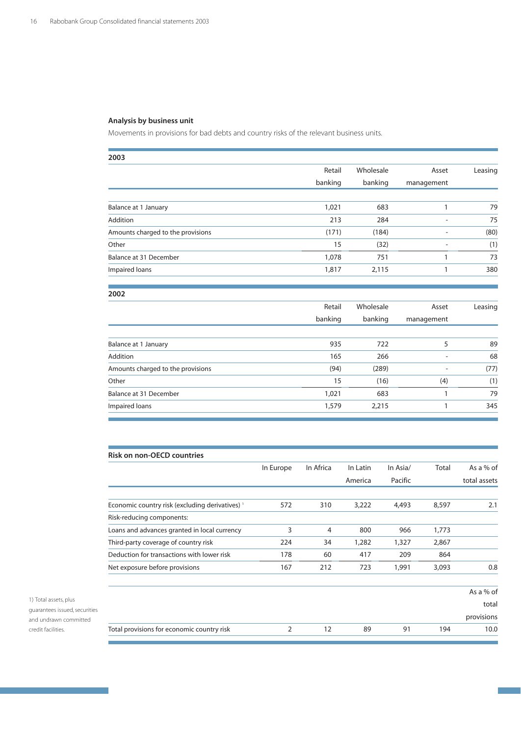## Analysis by business unit

Movements in provisions for bad debts and country risks of the relevant business units.

**2003**

| | Retail banking | Wholesale banking | Asset management | Leasing |
|---|---|---|---|---|
| Balance at 1 January | 1,021 | 683 | 1 | 79 |
| Addition | 213 | 284 | - | 75 |
| Amounts charged to the provisions | (171) | (184) | - | (80) |
| Other | 15 | (32) | - | (1) |
| Balance at 31 December | 1,078 | 751 | 1 | 73 |
| Impaired loans | 1,817 | 2,115 | 1 | 380 |

**2002**

| | Retail banking | Wholesale banking | Asset management | Leasing |
|---|---|---|---|---|
| Balance at 1 January | 935 | 722 | 5 | 89 |
| Addition | 165 | 266 | - | 68 |
| Amounts charged to the provisions | (94) | (289) | - | (77) |
| Other | 15 | (16) | (4) | (1) |
| Balance at 31 December | 1,021 | 683 | 1 | 79 |
| Impaired loans | 1,579 | 2,215 | 1 | 345 |

**Risk on non-OECD countries**

| | In Europe | In Africa | In Latin America | In Asia/ Pacific | Total | As a % of total assets |
|---|---|---|---|---|---|---|
| Economic country risk (excluding derivatives) [1] | 572 | 310 | 3,222 | 4,493 | 8,597 | 2.1 |
| Risk-reducing components: | | | | | | |
| Loans and advances granted in local currency | 3 | 4 | 800 | 966 | 1,773 | |
| Third-party coverage of country risk | 224 | 34 | 1,282 | 1,327 | 2,867 | |
| Deduction for transactions with lower risk | 178 | 60 | 417 | 209 | 864 | |
| Net exposure before provisions | 167 | 212 | 723 | 1,991 | 3,093 | 0.8 |
| | | | | | | **As a % of total provisions** |
| Total provisions for economic country risk | 2 | 12 | 89 | 91 | 194 | 10.0 |

1) Total assets, plus guarantees issued, securities and undrawn committed credit facilities.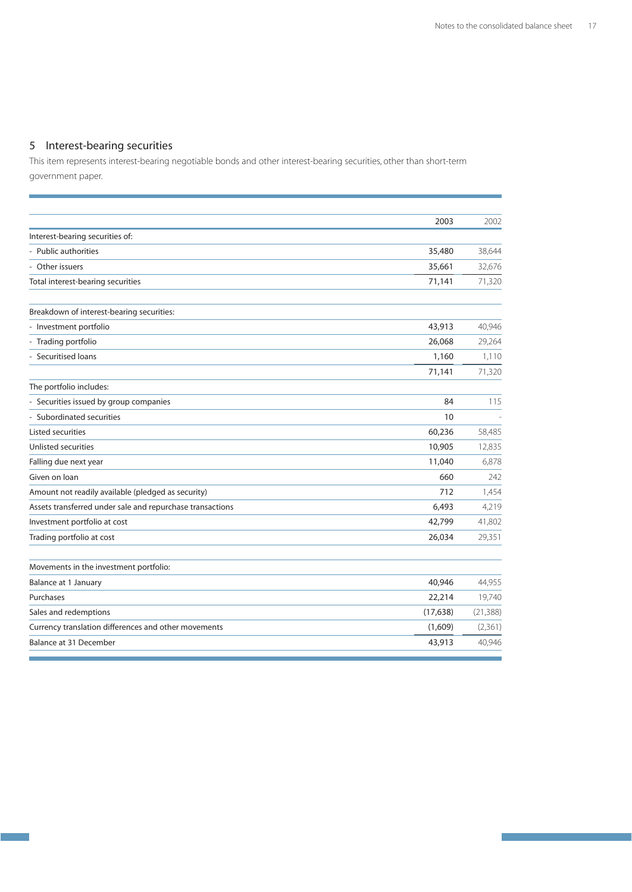## 5 Interest-bearing securities

This item represents interest-bearing negotiable bonds and other interest-bearing securities, other than short-term government paper.

| | 2003 | 2002 |
|---|---|---|
| Interest-bearing securities of: | | |
| - Public authorities | 35,480 | 38,644 |
| - Other issuers | 35,661 | 32,676 |
| Total interest-bearing securities | 71,141 | 71,320 |
| | | |
| Breakdown of interest-bearing securities: | | |
| - Investment portfolio | 43,913 | 40,946 |
| - Trading portfolio | 26,068 | 29,264 |
| - Securitised loans | 1,160 | 1,110 |
| | 71,141 | 71,320 |
| The portfolio includes: | | |
| - Securities issued by group companies | 84 | 115 |
| - Subordinated securities | 10 | - |
| Listed securities | 60,236 | 58,485 |
| Unlisted securities | 10,905 | 12,835 |
| Falling due next year | 11,040 | 6,878 |
| Given on loan | 660 | 242 |
| Amount not readily available (pledged as security) | 712 | 1,454 |
| Assets transferred under sale and repurchase transactions | 6,493 | 4,219 |
| Investment portfolio at cost | 42,799 | 41,802 |
| Trading portfolio at cost | 26,034 | 29,351 |
| | | |
| Movements in the investment portfolio: | | |
| Balance at 1 January | 40,946 | 44,955 |
| Purchases | 22,214 | 19,740 |
| Sales and redemptions | (17,638) | (21,388) |
| Currency translation differences and other movements | (1,609) | (2,361) |
| Balance at 31 December | 43,913 | 40,946 |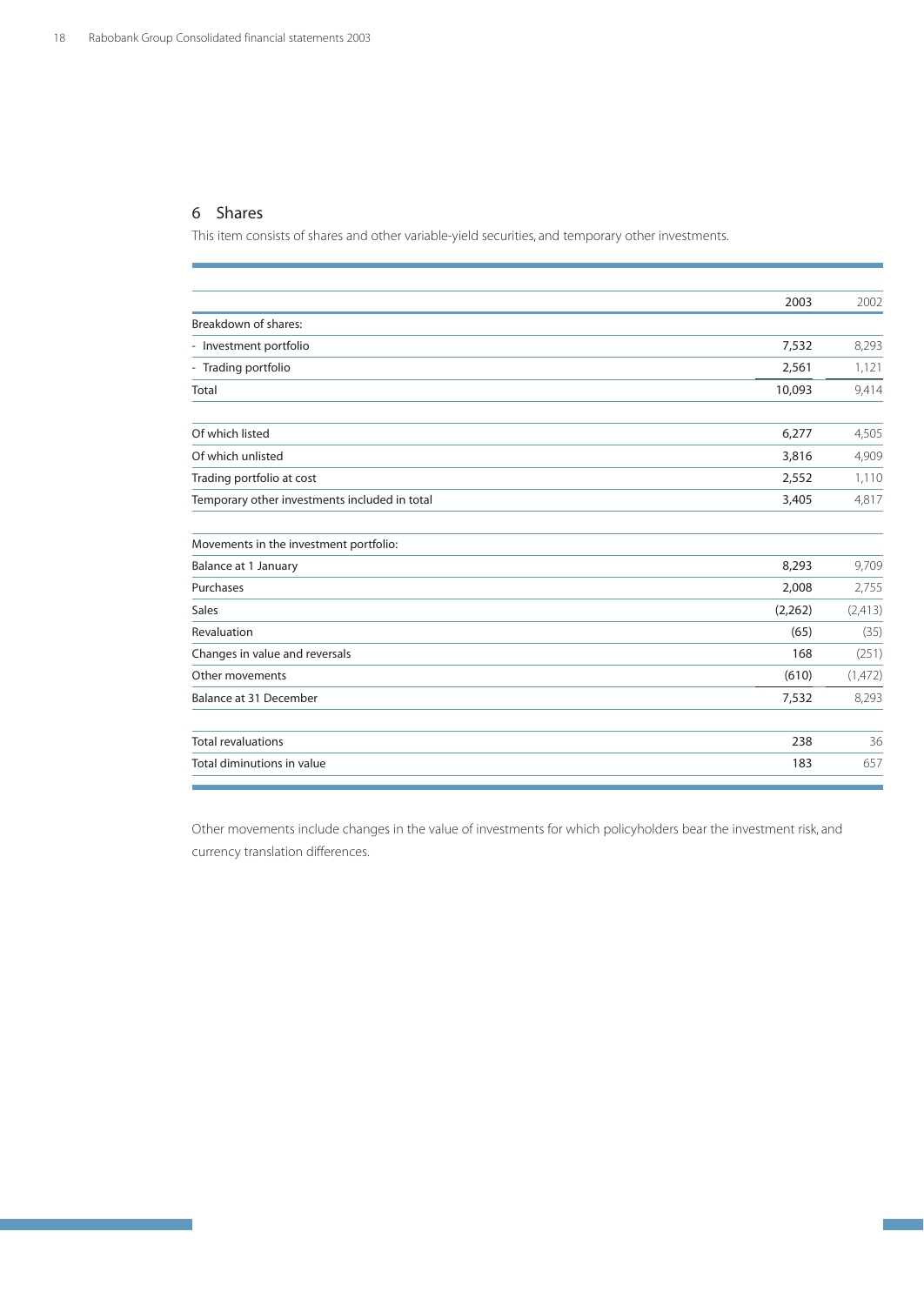## 6 Shares

This item consists of shares and other variable-yield securities, and temporary other investments.

| | 2003 | 2002 |
|---|---|---|
| Breakdown of shares: | | |
| - Investment portfolio | 7,532 | 8,293 |
| - Trading portfolio | 2,561 | 1,121 |
| Total | 10,093 | 9,414 |
| | | |
| Of which listed | 6,277 | 4,505 |
| Of which unlisted | 3,816 | 4,909 |
| Trading portfolio at cost | 2,552 | 1,110 |
| Temporary other investments included in total | 3,405 | 4,817 |
| | | |
| Movements in the investment portfolio: | | |
| Balance at 1 January | 8,293 | 9,709 |
| Purchases | 2,008 | 2,755 |
| Sales | (2,262) | (2,413) |
| Revaluation | (65) | (35) |
| Changes in value and reversals | 168 | (251) |
| Other movements | (610) | (1,472) |
| Balance at 31 December | 7,532 | 8,293 |
| | | |
| Total revaluations | 238 | 36 |
| Total diminutions in value | 183 | 657 |

Other movements include changes in the value of investments for which policyholders bear the investment risk, and currency translation differences.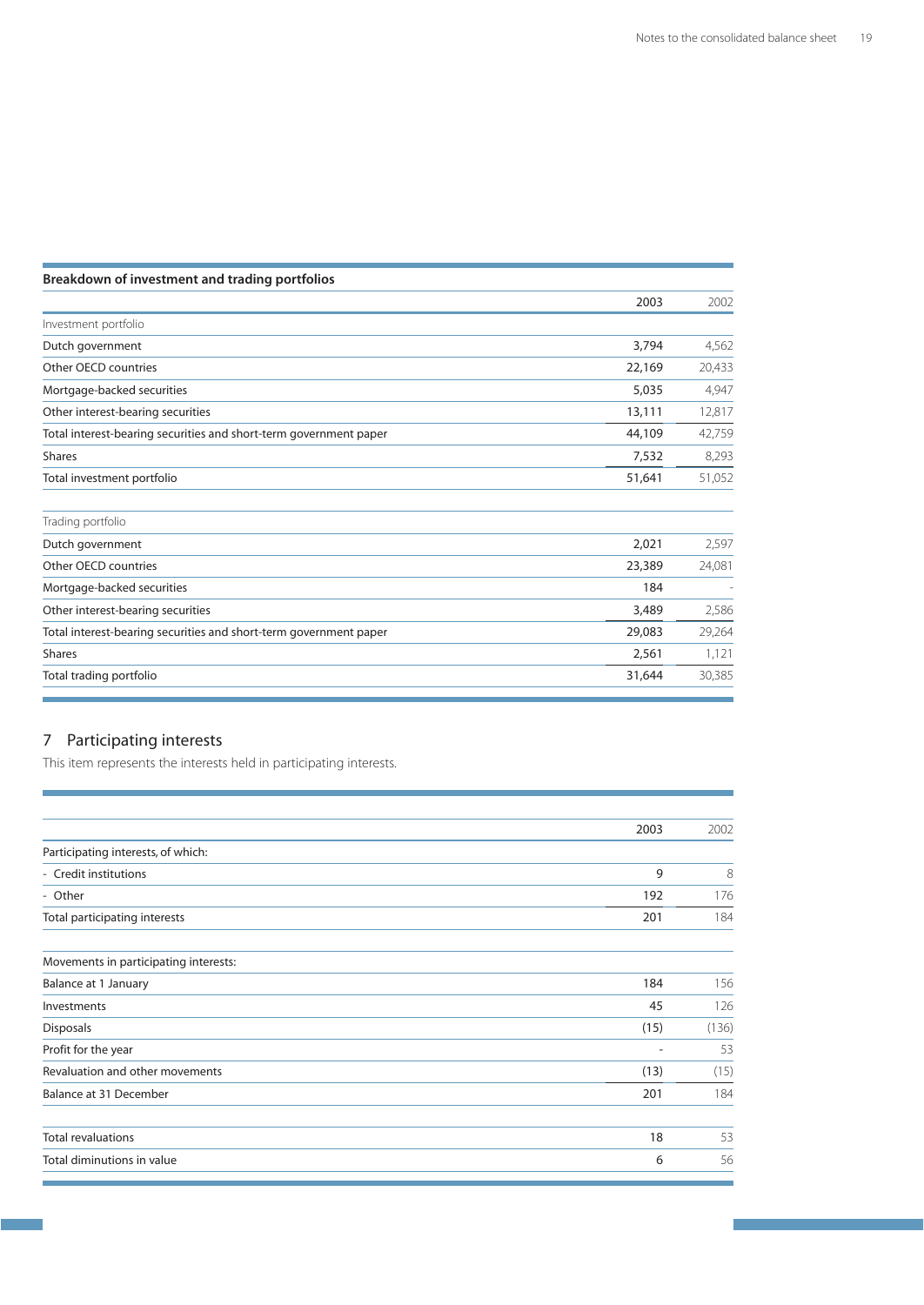**Breakdown of investment and trading portfolios**

| | 2003 | 2002 |
|---|---|---|
| Investment portfolio | | |
| Dutch government | 3,794 | 4,562 |
| Other OECD countries | 22,169 | 20,433 |
| Mortgage-backed securities | 5,035 | 4,947 |
| Other interest-bearing securities | 13,111 | 12,817 |
| Total interest-bearing securities and short-term government paper | 44,109 | 42,759 |
| Shares | 7,532 | 8,293 |
| Total investment portfolio | 51,641 | 51,052 |
| | | |
| Trading portfolio | | |
| Dutch government | 2,021 | 2,597 |
| Other OECD countries | 23,389 | 24,081 |
| Mortgage-backed securities | 184 | - |
| Other interest-bearing securities | 3,489 | 2,586 |
| Total interest-bearing securities and short-term government paper | 29,083 | 29,264 |
| Shares | 2,561 | 1,121 |
| Total trading portfolio | 31,644 | 30,385 |

## 7 Participating interests

This item represents the interests held in participating interests.

| | 2003 | 2002 |
|---|---|---|
| Participating interests, of which: | | |
| - Credit institutions | 9 | 8 |
| - Other | 192 | 176 |
| Total participating interests | 201 | 184 |
| | | |
| Movements in participating interests: | | |
| Balance at 1 January | 184 | 156 |
| Investments | 45 | 126 |
| Disposals | (15) | (136) |
| Profit for the year | - | 53 |
| Revaluation and other movements | (13) | (15) |
| Balance at 31 December | 201 | 184 |
| | | |
| Total revaluations | 18 | 53 |
| Total diminutions in value | 6 | 56 |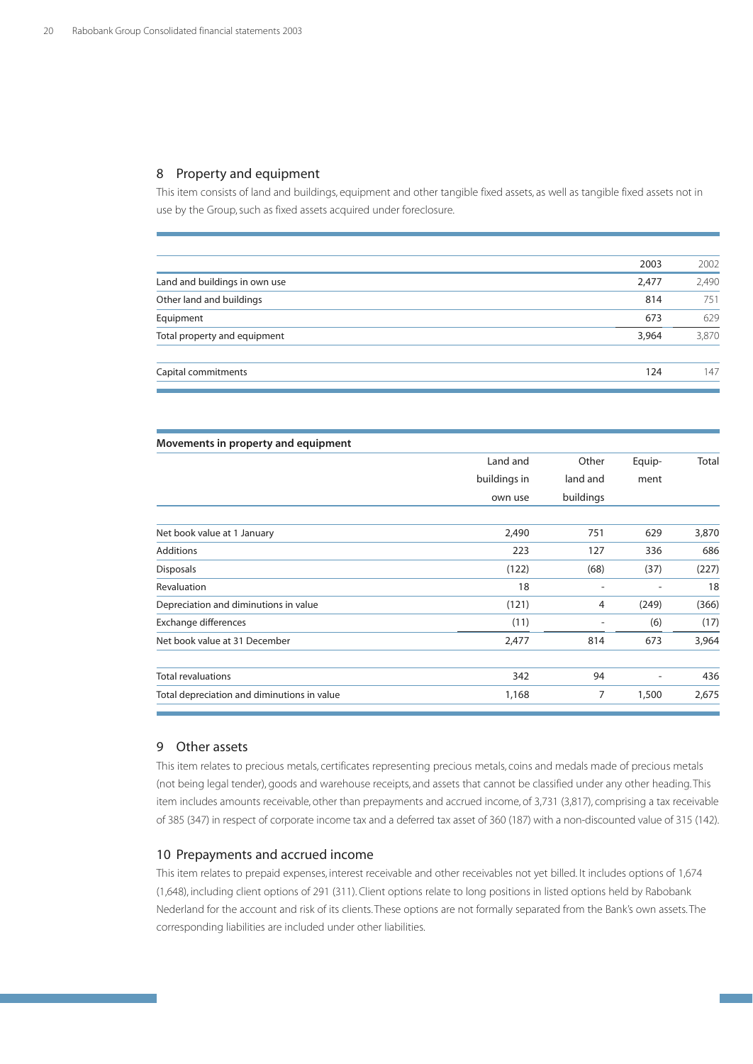## 8 Property and equipment

This item consists of land and buildings, equipment and other tangible fixed assets, as well as tangible fixed assets not in use by the Group, such as fixed assets acquired under foreclosure.

| | 2003 | 2002 |
|---|---|---|
| Land and buildings in own use | 2,477 | 2,490 |
| Other land and buildings | 814 | 751 |
| Equipment | 673 | 629 |
| Total property and equipment | 3,964 | 3,870 |
| | | |
| Capital commitments | 124 | 147 |

**Movements in property and equipment**

| | Land and buildings in own use | Other land and buildings | Equip-ment | Total |
|---|---|---|---|---|
| Net book value at 1 January | 2,490 | 751 | 629 | 3,870 |
| Additions | 223 | 127 | 336 | 686 |
| Disposals | (122) | (68) | (37) | (227) |
| Revaluation | 18 | - | - | 18 |
| Depreciation and diminutions in value | (121) | 4 | (249) | (366) |
| Exchange differences | (11) | - | (6) | (17) |
| Net book value at 31 December | 2,477 | 814 | 673 | 3,964 |
| | | | | |
| Total revaluations | 342 | 94 | - | 436 |
| Total depreciation and diminutions in value | 1,168 | 7 | 1,500 | 2,675 |

## 9 Other assets

This item relates to precious metals, certificates representing precious metals, coins and medals made of precious metals (not being legal tender), goods and warehouse receipts, and assets that cannot be classified under any other heading. This item includes amounts receivable, other than prepayments and accrued income, of 3,731 (3,817), comprising a tax receivable of 385 (347) in respect of corporate income tax and a deferred tax asset of 360 (187) with a non-discounted value of 315 (142).

## 10 Prepayments and accrued income

This item relates to prepaid expenses, interest receivable and other receivables not yet billed. It includes options of 1,674 (1,648), including client options of 291 (311). Client options relate to long positions in listed options held by Rabobank Nederland for the account and risk of its clients. These options are not formally separated from the Bank's own assets. The corresponding liabilities are included under other liabilities.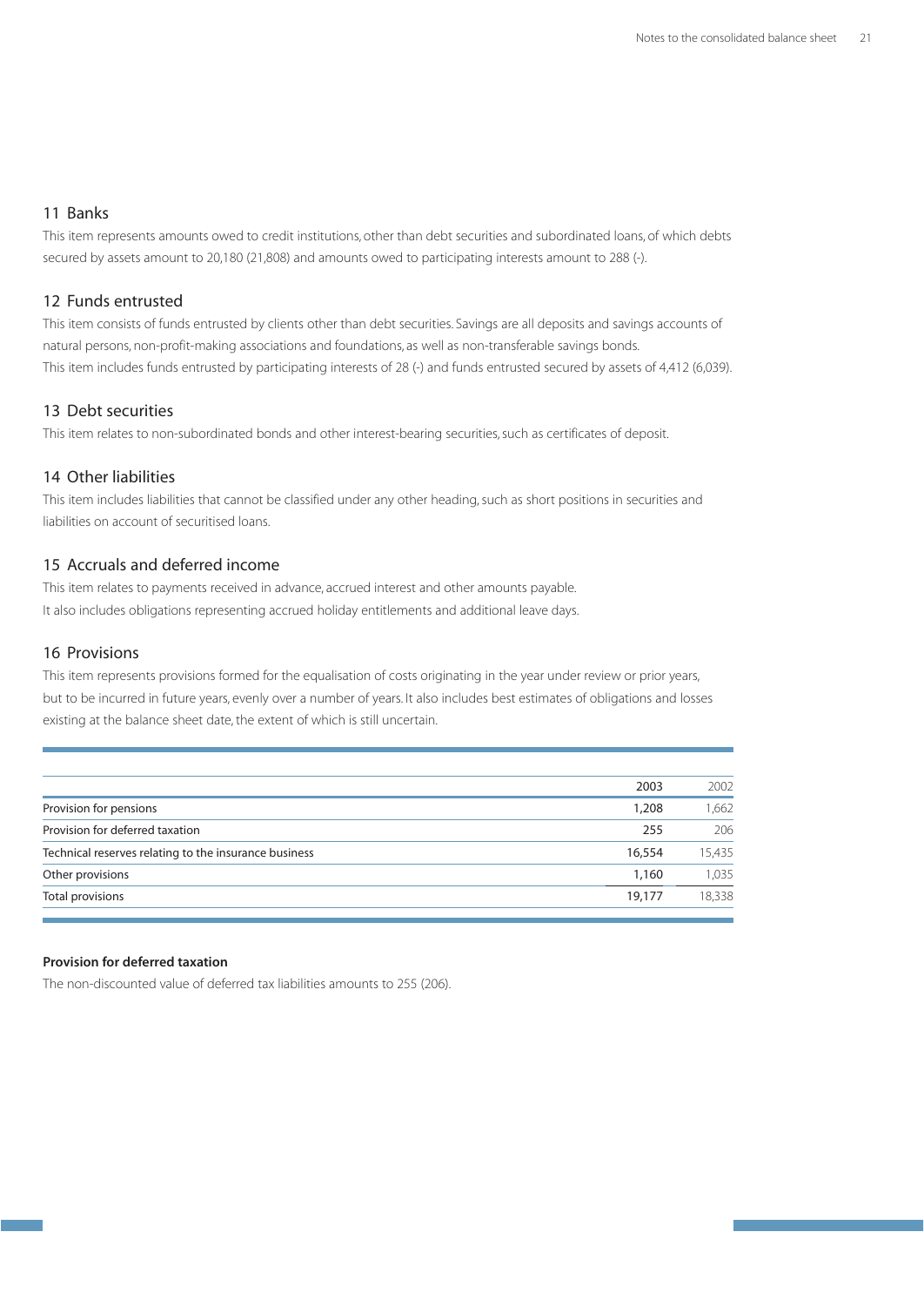## 11 Banks

This item represents amounts owed to credit institutions, other than debt securities and subordinated loans, of which debts secured by assets amount to 20,180 (21,808) and amounts owed to participating interests amount to 288 (-).

## 12 Funds entrusted

This item consists of funds entrusted by clients other than debt securities. Savings are all deposits and savings accounts of natural persons, non-profit-making associations and foundations, as well as non-transferable savings bonds.
This item includes funds entrusted by participating interests of 28 (-) and funds entrusted secured by assets of 4,412 (6,039).

## 13 Debt securities

This item relates to non-subordinated bonds and other interest-bearing securities, such as certificates of deposit.

## 14 Other liabilities

This item includes liabilities that cannot be classified under any other heading, such as short positions in securities and liabilities on account of securitised loans.

## 15 Accruals and deferred income

This item relates to payments received in advance, accrued interest and other amounts payable.
It also includes obligations representing accrued holiday entitlements and additional leave days.

## 16 Provisions

This item represents provisions formed for the equalisation of costs originating in the year under review or prior years, but to be incurred in future years, evenly over a number of years. It also includes best estimates of obligations and losses existing at the balance sheet date, the extent of which is still uncertain.

| | 2003 | 2002 |
|---|---|---|
| Provision for pensions | 1,208 | 1,662 |
| Provision for deferred taxation | 255 | 206 |
| Technical reserves relating to the insurance business | 16,554 | 15,435 |
| Other provisions | 1,160 | 1,035 |
| Total provisions | 19,177 | 18,338 |

**Provision for deferred taxation**

The non-discounted value of deferred tax liabilities amounts to 255 (206).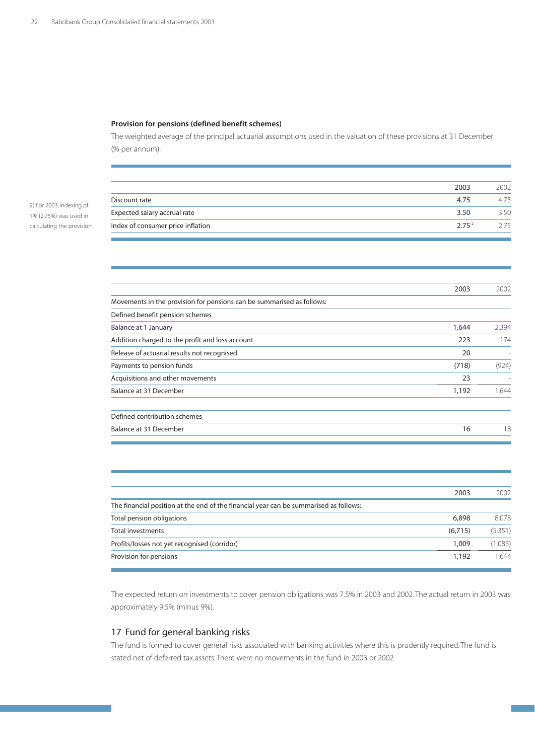### Provision for pensions (defined benefit schemes)

The weighted average of the principal actuarial assumptions used in the valuation of these provisions at 31 December (% per annum):

| | 2003 | 2002 |
|---|---|---|
| Discount rate | 4.75 | 4.75 |
| Expected salary accrual rate | 3.50 | 3.50 |
| Index of consumer price inflation | 2.75 [2] | 2.75 |

2) For 2003, indexing of 1% (2.75%) was used in calculating the provision.

| | 2003 | 2002 |
|---|---|---|
| Movements in the provision for pensions can be summarised as follows: | | |
| Defined benefit pension schemes | | |
| Balance at 1 January | 1,644 | 2,394 |
| Addition charged to the profit and loss account | 223 | 174 |
| Release of actuarial results not recognised | 20 | - |
| Payments to pension funds | (718) | (924) |
| Acquisitions and other movements | 23 | - |
| Balance at 31 December | 1,192 | 1,644 |
| | | |
| Defined contribution schemes | | |
| Balance at 31 December | 16 | 18 |

| | 2003 | 2002 |
|---|---|---|
| The financial position at the end of the financial year can be summarised as follows: | | |
| Total pension obligations | 6,898 | 8,078 |
| Total investments | (6,715) | (5,351) |
| Profits/losses not yet recognised (corridor) | 1,009 | (1,083) |
| Provision for pensions | 1,192 | 1,644 |

The expected return on investments to cover pension obligations was 7.5% in 2003 and 2002. The actual return in 2003 was approximately 9.5% (minus 9%).

## 17 Fund for general banking risks

The fund is formed to cover general risks associated with banking activities where this is prudently required. The fund is stated net of deferred tax assets. There were no movements in the fund in 2003 or 2002.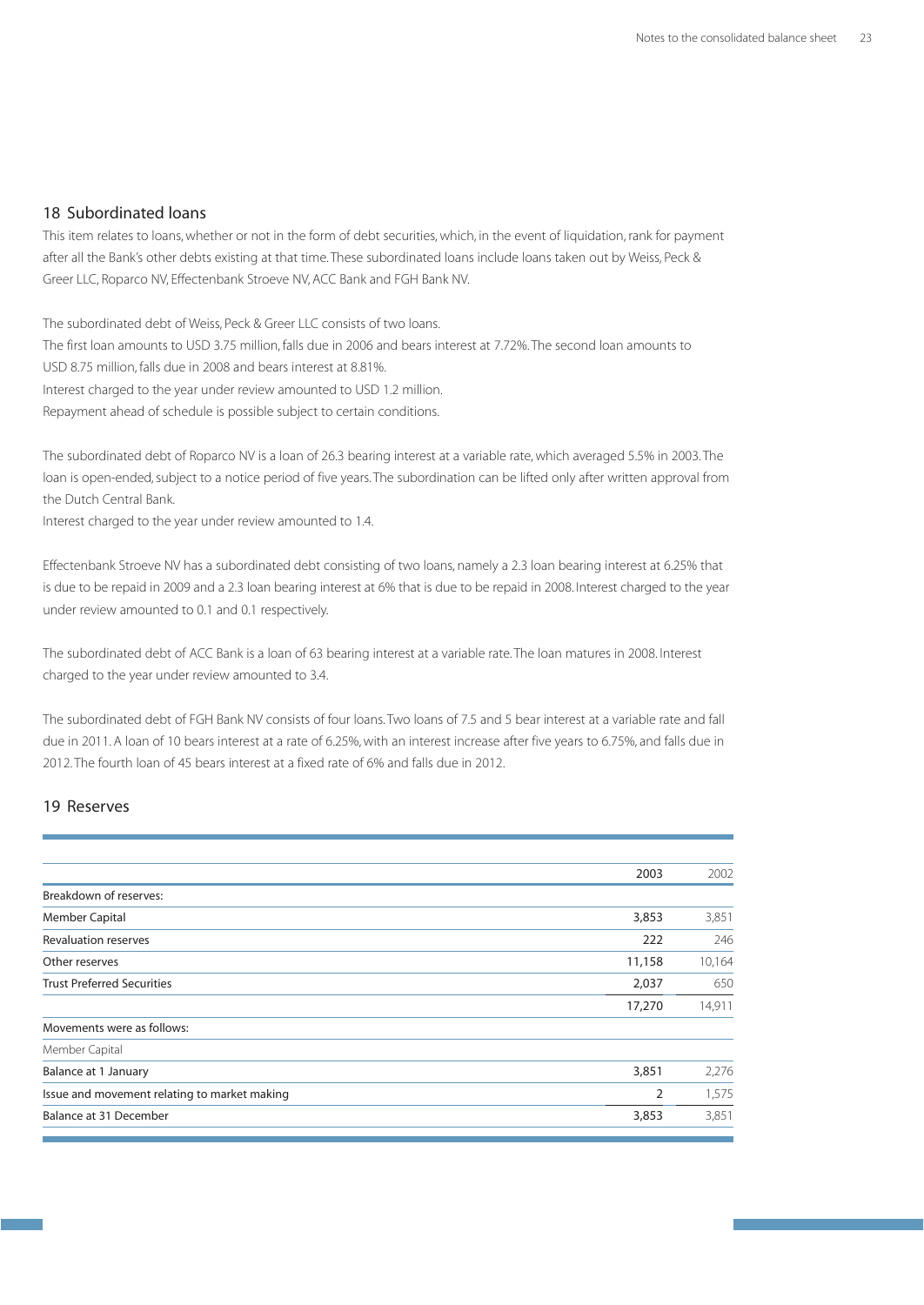## 18 Subordinated loans

This item relates to loans, whether or not in the form of debt securities, which, in the event of liquidation, rank for payment after all the Bank's other debts existing at that time. These subordinated loans include loans taken out by Weiss, Peck & Greer LLC, Roparco NV, Effectenbank Stroeve NV, ACC Bank and FGH Bank NV.

The subordinated debt of Weiss, Peck & Greer LLC consists of two loans.
The first loan amounts to USD 3.75 million, falls due in 2006 and bears interest at 7.72%. The second loan amounts to USD 8.75 million, falls due in 2008 and bears interest at 8.81%.
Interest charged to the year under review amounted to USD 1.2 million.
Repayment ahead of schedule is possible subject to certain conditions.

The subordinated debt of Roparco NV is a loan of 26.3 bearing interest at a variable rate, which averaged 5.5% in 2003. The loan is open-ended, subject to a notice period of five years. The subordination can be lifted only after written approval from the Dutch Central Bank.
Interest charged to the year under review amounted to 1.4.

Effectenbank Stroeve NV has a subordinated debt consisting of two loans, namely a 2.3 loan bearing interest at 6.25% that is due to be repaid in 2009 and a 2.3 loan bearing interest at 6% that is due to be repaid in 2008. Interest charged to the year under review amounted to 0.1 and 0.1 respectively.

The subordinated debt of ACC Bank is a loan of 63 bearing interest at a variable rate. The loan matures in 2008. Interest charged to the year under review amounted to 3.4.

The subordinated debt of FGH Bank NV consists of four loans. Two loans of 7.5 and 5 bear interest at a variable rate and fall due in 2011. A loan of 10 bears interest at a rate of 6.25%, with an interest increase after five years to 6.75%, and falls due in 2012. The fourth loan of 45 bears interest at a fixed rate of 6% and falls due in 2012.

## 19 Reserves

| | 2003 | 2002 |
|---|---|---|
| Breakdown of reserves: | | |
| Member Capital | 3,853 | 3,851 |
| Revaluation reserves | 222 | 246 |
| Other reserves | 11,158 | 10,164 |
| Trust Preferred Securities | 2,037 | 650 |
| | 17,270 | 14,911 |
| Movements were as follows: | | |
| Member Capital | | |
| Balance at 1 January | 3,851 | 2,276 |
| Issue and movement relating to market making | 2 | 1,575 |
| Balance at 31 December | 3,853 | 3,851 |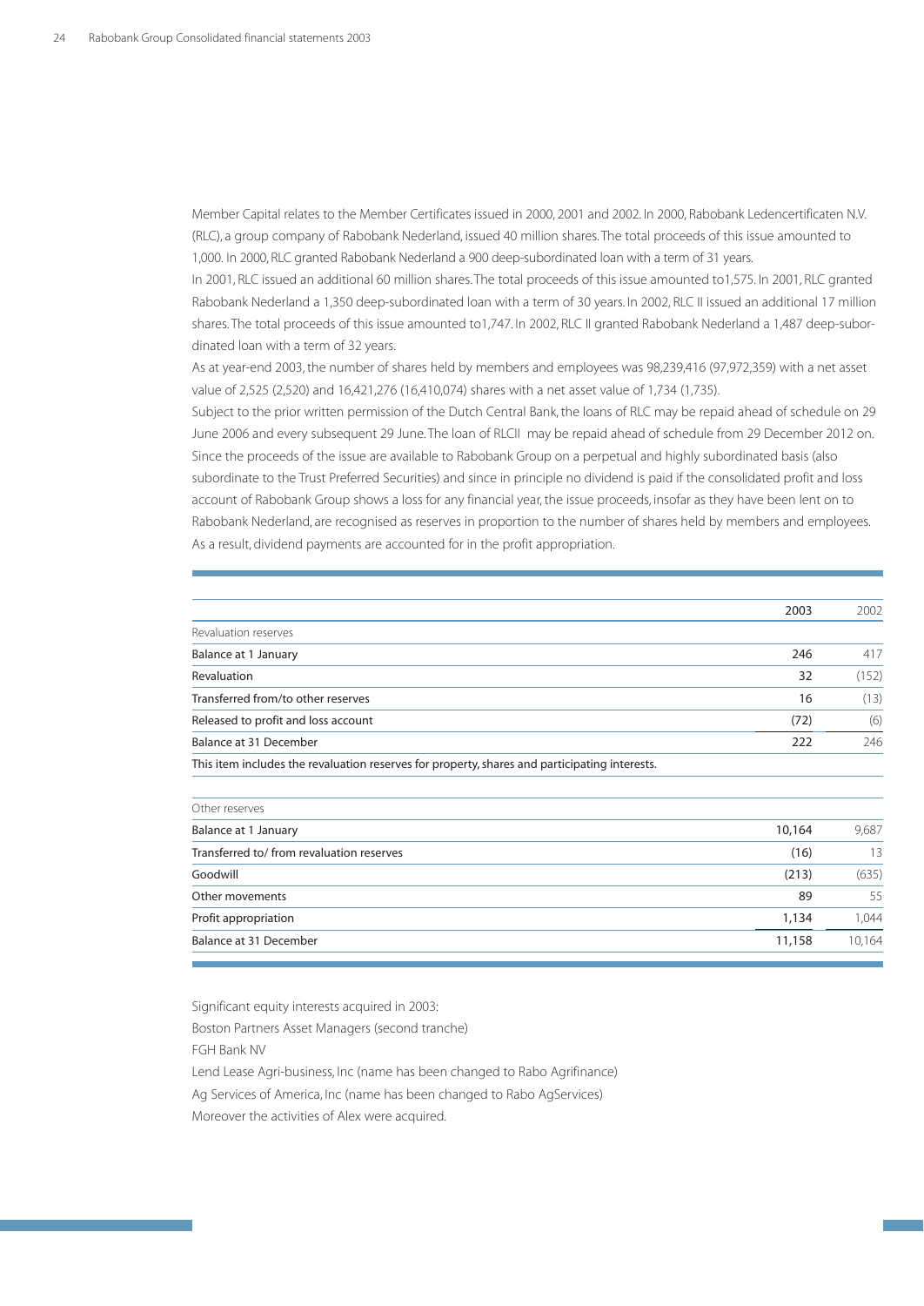Member Capital relates to the Member Certificates issued in 2000, 2001 and 2002. In 2000, Rabobank Ledencertificaten N.V. (RLC), a group company of Rabobank Nederland, issued 40 million shares. The total proceeds of this issue amounted to 1,000. In 2000, RLC granted Rabobank Nederland a 900 deep-subordinated loan with a term of 31 years.

In 2001, RLC issued an additional 60 million shares. The total proceeds of this issue amounted to1,575. In 2001, RLC granted Rabobank Nederland a 1,350 deep-subordinated loan with a term of 30 years. In 2002, RLC II issued an additional 17 million shares. The total proceeds of this issue amounted to1,747. In 2002, RLC II granted Rabobank Nederland a 1,487 deep-subordinated loan with a term of 32 years.

As at year-end 2003, the number of shares held by members and employees was 98,239,416 (97,972,359) with a net asset value of 2,525 (2,520) and 16,421,276 (16,410,074) shares with a net asset value of 1,734 (1,735).

Subject to the prior written permission of the Dutch Central Bank, the loans of RLC may be repaid ahead of schedule on 29 June 2006 and every subsequent 29 June. The loan of RLCII may be repaid ahead of schedule from 29 December 2012 on. Since the proceeds of the issue are available to Rabobank Group on a perpetual and highly subordinated basis (also subordinate to the Trust Preferred Securities) and since in principle no dividend is paid if the consolidated profit and loss account of Rabobank Group shows a loss for any financial year, the issue proceeds, insofar as they have been lent on to Rabobank Nederland, are recognised as reserves in proportion to the number of shares held by members and employees. As a result, dividend payments are accounted for in the profit appropriation.

| | 2003 | 2002 |
|---|---|---|
| Revaluation reserves | | |
| Balance at 1 January | 246 | 417 |
| Revaluation | 32 | (152) |
| Transferred from/to other reserves | 16 | (13) |
| Released to profit and loss account | (72) | (6) |
| Balance at 31 December | 222 | 246 |

This item includes the revaluation reserves for property, shares and participating interests.

| | 2003 | 2002 |
|---|---|---|
| Other reserves | | |
| Balance at 1 January | 10,164 | 9,687 |
| Transferred to/ from revaluation reserves | (16) | 13 |
| Goodwill | (213) | (635) |
| Other movements | 89 | 55 |
| Profit appropriation | 1,134 | 1,044 |
| Balance at 31 December | 11,158 | 10,164 |

Significant equity interests acquired in 2003:

Boston Partners Asset Managers (second tranche)

FGH Bank NV

Lend Lease Agri-business, Inc (name has been changed to Rabo Agrifinance)

Ag Services of America, Inc (name has been changed to Rabo AgServices)

Moreover the activities of Alex were acquired.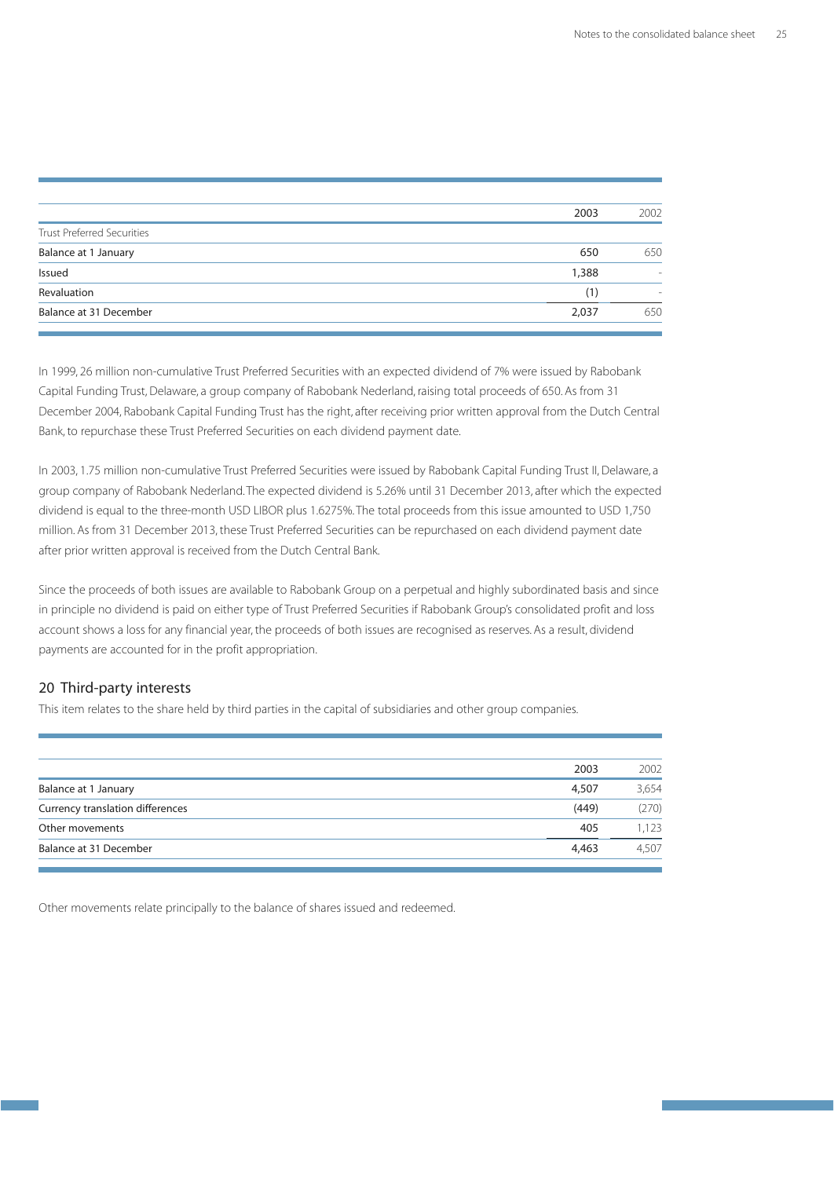| | 2003 | 2002 |
|---|---|---|
| Trust Preferred Securities | | |
| Balance at 1 January | 650 | 650 |
| Issued | 1,388 | - |
| Revaluation | (1) | - |
| Balance at 31 December | 2,037 | 650 |

In 1999, 26 million non-cumulative Trust Preferred Securities with an expected dividend of 7% were issued by Rabobank Capital Funding Trust, Delaware, a group company of Rabobank Nederland, raising total proceeds of 650. As from 31 December 2004, Rabobank Capital Funding Trust has the right, after receiving prior written approval from the Dutch Central Bank, to repurchase these Trust Preferred Securities on each dividend payment date.

In 2003, 1.75 million non-cumulative Trust Preferred Securities were issued by Rabobank Capital Funding Trust II, Delaware, a group company of Rabobank Nederland. The expected dividend is 5.26% until 31 December 2013, after which the expected dividend is equal to the three-month USD LIBOR plus 1.6275%. The total proceeds from this issue amounted to USD 1,750 million. As from 31 December 2013, these Trust Preferred Securities can be repurchased on each dividend payment date after prior written approval is received from the Dutch Central Bank.

Since the proceeds of both issues are available to Rabobank Group on a perpetual and highly subordinated basis and since in principle no dividend is paid on either type of Trust Preferred Securities if Rabobank Group's consolidated profit and loss account shows a loss for any financial year, the proceeds of both issues are recognised as reserves. As a result, dividend payments are accounted for in the profit appropriation.

## 20 Third-party interests

This item relates to the share held by third parties in the capital of subsidiaries and other group companies.

| | 2003 | 2002 |
|---|---|---|
| Balance at 1 January | 4,507 | 3,654 |
| Currency translation differences | (449) | (270) |
| Other movements | 405 | 1,123 |
| Balance at 31 December | 4,463 | 4,507 |

Other movements relate principally to the balance of shares issued and redeemed.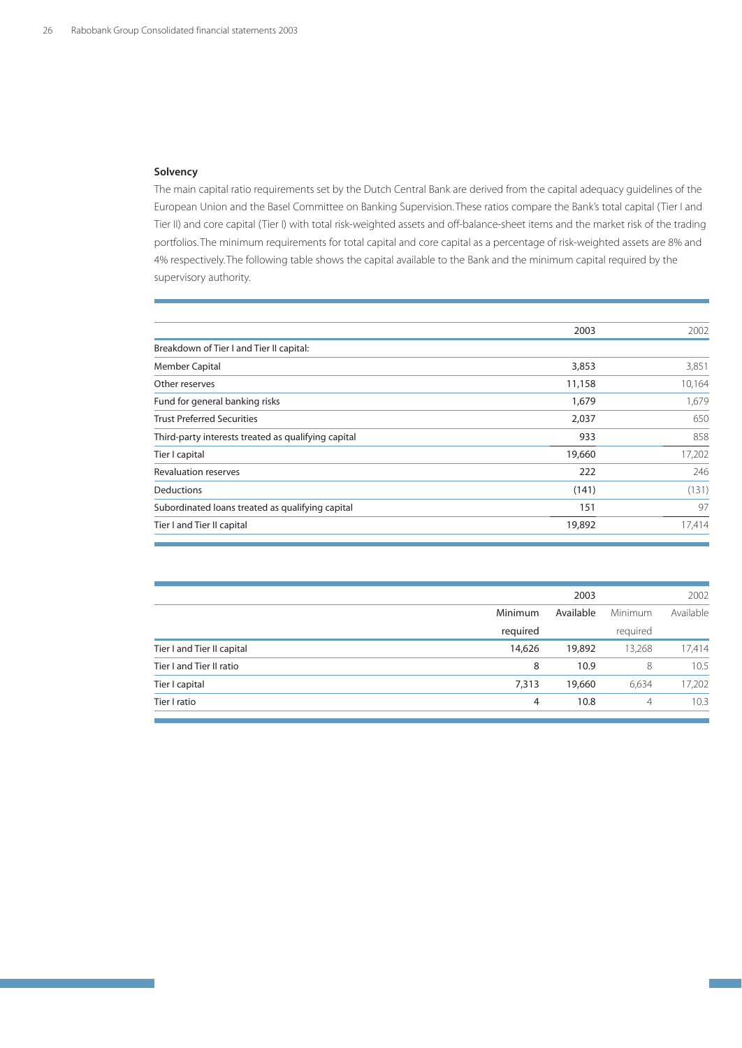## Solvency

The main capital ratio requirements set by the Dutch Central Bank are derived from the capital adequacy guidelines of the European Union and the Basel Committee on Banking Supervision. These ratios compare the Bank's total capital (Tier I and Tier II) and core capital (Tier I) with total risk-weighted assets and off-balance-sheet items and the market risk of the trading portfolios. The minimum requirements for total capital and core capital as a percentage of risk-weighted assets are 8% and 4% respectively. The following table shows the capital available to the Bank and the minimum capital required by the supervisory authority.

| | 2003 | 2002 |
|---|---|---|
| Breakdown of Tier I and Tier II capital: | | |
| Member Capital | 3,853 | 3,851 |
| Other reserves | 11,158 | 10,164 |
| Fund for general banking risks | 1,679 | 1,679 |
| Trust Preferred Securities | 2,037 | 650 |
| Third-party interests treated as qualifying capital | 933 | 858 |
| Tier I capital | 19,660 | 17,202 |
| Revaluation reserves | 222 | 246 |
| Deductions | (141) | (131) |
| Subordinated loans treated as qualifying capital | 151 | 97 |
| Tier I and Tier II capital | 19,892 | 17,414 |

| | 2003 | | 2002 | |
|---|---|---|---|---|
| | Minimum required | Available | Minimum required | Available |
| Tier I and Tier II capital | 14,626 | 19,892 | 13,268 | 17,414 |
| Tier I and Tier II ratio | 8 | 10.9 | 8 | 10.5 |
| Tier I capital | 7,313 | 19,660 | 6,634 | 17,202 |
| Tier I ratio | 4 | 10.8 | 4 | 10.3 |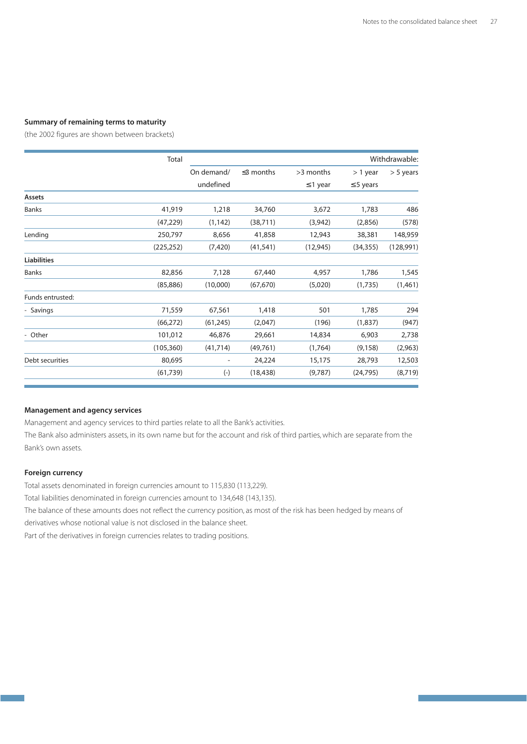### Summary of remaining terms to maturity

(the 2002 figures are shown between brackets)

| | Total | Withdrawable: | | | | |
|---|---|---|---|---|---|---|
| | | On demand/ undefined | ≤3 months | >3 months ≤1 year | > 1 year ≤5 years | > 5 years |
| **Assets** | | | | | | |
| Banks | 41,919 | 1,218 | 34,760 | 3,672 | 1,783 | 486 |
| | (47,229) | (1,142) | (38,711) | (3,942) | (2,856) | (578) |
| Lending | 250,797 | 8,656 | 41,858 | 12,943 | 38,381 | 148,959 |
| | (225,252) | (7,420) | (41,541) | (12,945) | (34,355) | (128,991) |
| **Liabilities** | | | | | | |
| Banks | 82,856 | 7,128 | 67,440 | 4,957 | 1,786 | 1,545 |
| | (85,886) | (10,000) | (67,670) | (5,020) | (1,735) | (1,461) |
| Funds entrusted: | | | | | | |
| - Savings | 71,559 | 67,561 | 1,418 | 501 | 1,785 | 294 |
| | (66,272) | (61,245) | (2,047) | (196) | (1,837) | (947) |
| - Other | 101,012 | 46,876 | 29,661 | 14,834 | 6,903 | 2,738 |
| | (105,360) | (41,714) | (49,761) | (1,764) | (9,158) | (2,963) |
| Debt securities | 80,695 | - | 24,224 | 15,175 | 28,793 | 12,503 |
| | (61,739) | (-) | (18,438) | (9,787) | (24,795) | (8,719) |

### Management and agency services

Management and agency services to third parties relate to all the Bank's activities.
The Bank also administers assets, in its own name but for the account and risk of third parties, which are separate from the Bank's own assets.

### Foreign currency

Total assets denominated in foreign currencies amount to 115,830 (113,229).
Total liabilities denominated in foreign currencies amount to 134,648 (143,135).
The balance of these amounts does not reflect the currency position, as most of the risk has been hedged by means of derivatives whose notional value is not disclosed in the balance sheet.
Part of the derivatives in foreign currencies relates to trading positions.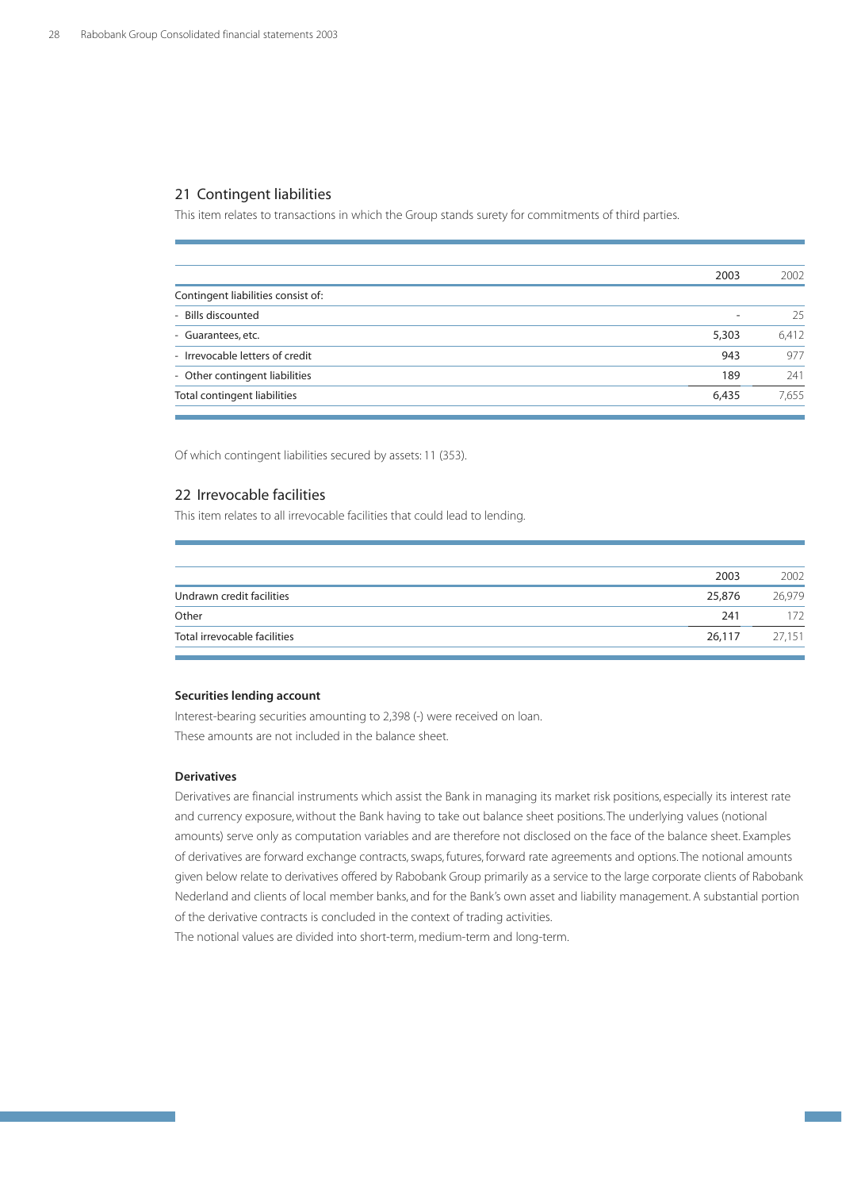## 21 Contingent liabilities

This item relates to transactions in which the Group stands surety for commitments of third parties.

| | 2003 | 2002 |
|---|---|---|
| Contingent liabilities consist of: | | |
| - Bills discounted | - | 25 |
| - Guarantees, etc. | 5,303 | 6,412 |
| - Irrevocable letters of credit | 943 | 977 |
| - Other contingent liabilities | 189 | 241 |
| Total contingent liabilities | 6,435 | 7,655 |

Of which contingent liabilities secured by assets: 11 (353).

## 22 Irrevocable facilities

This item relates to all irrevocable facilities that could lead to lending.

| | 2003 | 2002 |
|---|---|---|
| Undrawn credit facilities | 25,876 | 26,979 |
| Other | 241 | 172 |
| Total irrevocable facilities | 26,117 | 27,151 |

**Securities lending account**

Interest-bearing securities amounting to 2,398 (-) were received on loan.
These amounts are not included in the balance sheet.

**Derivatives**

Derivatives are financial instruments which assist the Bank in managing its market risk positions, especially its interest rate and currency exposure, without the Bank having to take out balance sheet positions. The underlying values (notional amounts) serve only as computation variables and are therefore not disclosed on the face of the balance sheet. Examples of derivatives are forward exchange contracts, swaps, futures, forward rate agreements and options. The notional amounts given below relate to derivatives offered by Rabobank Group primarily as a service to the large corporate clients of Rabobank Nederland and clients of local member banks, and for the Bank's own asset and liability management. A substantial portion of the derivative contracts is concluded in the context of trading activities.
The notional values are divided into short-term, medium-term and long-term.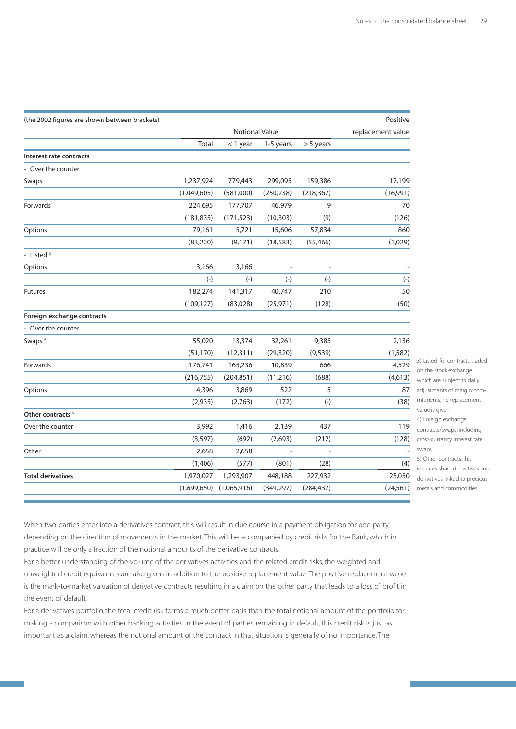| (the 2002 figures are shown between brackets) | Notional Value | | | | Positive replacement value |
|---|---|---|---|---|---|
| | Total | < 1 year | 1-5 years | > 5 years | |
| **Interest rate contracts** | | | | | |
| - Over the counter | | | | | |
| Swaps | 1,237,924 | 779,443 | 299,095 | 159,386 | 17,199 |
| | (1,049,605) | (581,000) | (250,238) | (218,367) | (16,991) |
| Forwards | 224,695 | 177,707 | 46,979 | 9 | 70 |
| | (181,835) | (171,523) | (10,303) | (9) | (126) |
| Options | 79,161 | 5,721 | 15,606 | 57,834 | 860 |
| | (83,220) | (9,171) | (18,583) | (55,466) | (1,029) |
| - Listed [3] | | | | | |
| Options | 3,166 | 3,166 | - | - | - |
| | (-) | (-) | (-) | (-) | (-) |
| Futures | 182,274 | 141,317 | 40,747 | 210 | 50 |
| | (109,127) | (83,028) | (25,971) | (128) | (50) |
| **Foreign exchange contracts** | | | | | |
| - Over the counter | | | | | |
| Swaps [4] | 55,020 | 13,374 | 32,261 | 9,385 | 2,136 |
| | (51,170) | (12,311) | (29,320) | (9,539) | (1,582) |
| Forwards | 176,741 | 165,236 | 10,839 | 666 | 4,529 |
| | (216,755) | (204,851) | (11,216) | (688) | (4,613) |
| Options | 4,396 | 3,869 | 522 | 5 | 87 |
| | (2,935) | (2,763) | (172) | (-) | (38) |
| **Other contracts [5]** | | | | | |
| Over the counter | 3,992 | 1,416 | 2,139 | 437 | 119 |
| | (3,597) | (692) | (2,693) | (212) | (128) |
| Other | 2,658 | 2,658 | - | - | - |
| | (1,406) | (577) | (801) | (28) | (4) |
| **Total derivatives** | 1,970,027 | 1,293,907 | 448,188 | 227,932 | 25,050 |
| | (1,699,650) | (1,065,916) | (349,297) | (284,437) | (24,561) |

3) Listed: for contracts traded on the stock exchange which are subject to daily adjustments of margin commitments, no replacement value is given.

4) Foreign exchange contracts/swaps: including cross-currency interest rate swaps.

5) Other contracts: this includes share derivatives and derivatives linked to precious metals and commodities.

When two parties enter into a derivatives contract, this will result in due course in a payment obligation for one party, depending on the direction of movements in the market. This will be accompanied by credit risks for the Bank, which in practice will be only a fraction of the notional amounts of the derivative contracts.

For a better understanding of the volume of the derivatives activities and the related credit risks, the weighted and unweighted credit equivalents are also given in addition to the positive replacement value. The positive replacement value is the mark-to-market valuation of derivative contracts resulting in a claim on the other party that leads to a loss of profit in the event of default.

For a derivatives portfolio, the total credit risk forms a much better basis than the total notional amount of the portfolio for making a comparison with other banking activities. In the event of parties remaining in default, this credit risk is just as important as a claim, whereas the notional amount of the contract in that situation is generally of no importance. The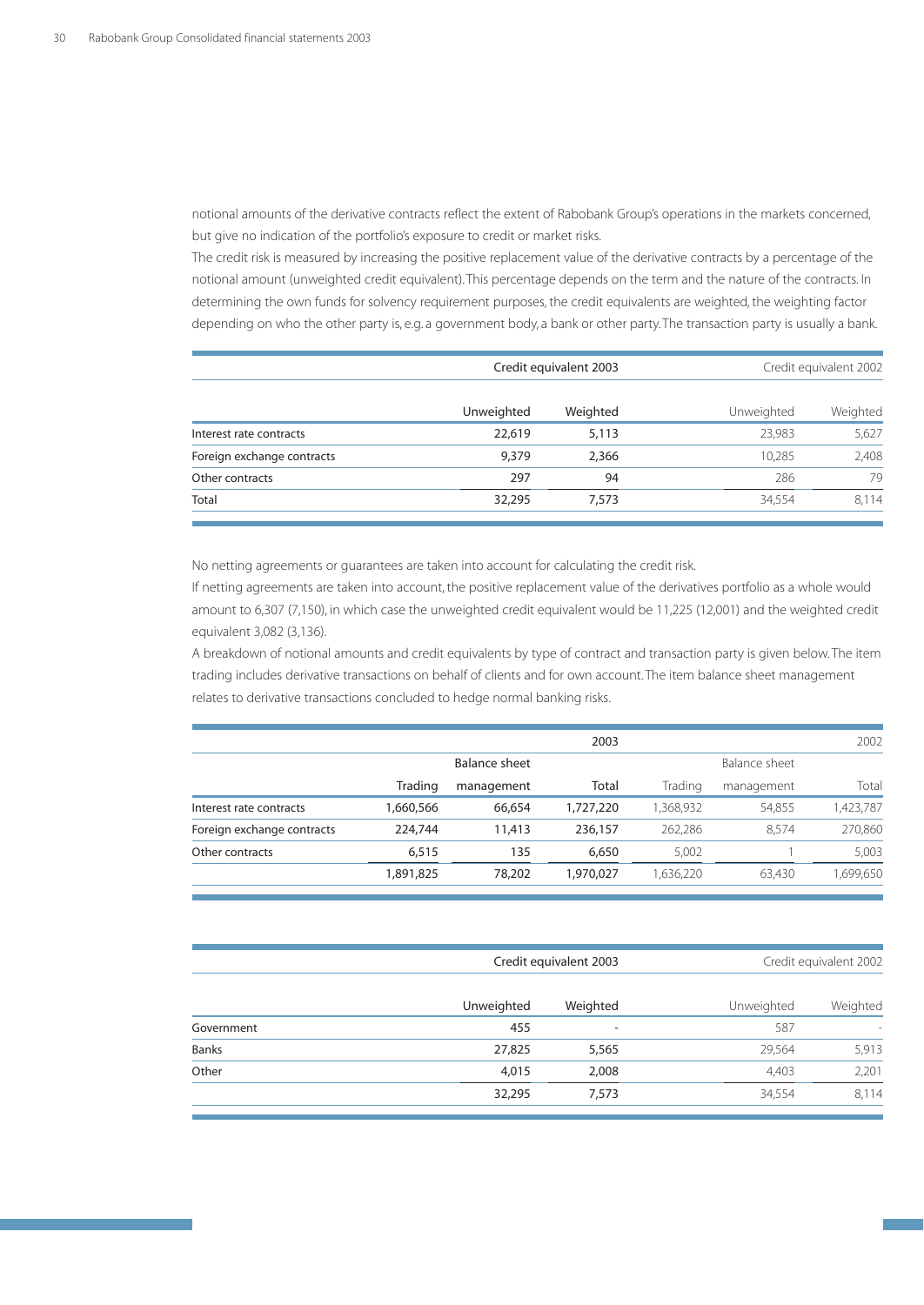notional amounts of the derivative contracts reflect the extent of Rabobank Group's operations in the markets concerned, but give no indication of the portfolio's exposure to credit or market risks.

The credit risk is measured by increasing the positive replacement value of the derivative contracts by a percentage of the notional amount (unweighted credit equivalent). This percentage depends on the term and the nature of the contracts. In determining the own funds for solvency requirement purposes, the credit equivalents are weighted, the weighting factor depending on who the other party is, e.g. a government body, a bank or other party. The transaction party is usually a bank.

| | Credit equivalent 2003 | | Credit equivalent 2002 | |
|---|---|---|---|---|
| | Unweighted | Weighted | Unweighted | Weighted |
| Interest rate contracts | 22,619 | 5,113 | 23,983 | 5,627 |
| Foreign exchange contracts | 9,379 | 2,366 | 10,285 | 2,408 |
| Other contracts | 297 | 94 | 286 | 79 |
| Total | 32,295 | 7,573 | 34,554 | 8,114 |

No netting agreements or guarantees are taken into account for calculating the credit risk.

If netting agreements are taken into account, the positive replacement value of the derivatives portfolio as a whole would amount to 6,307 (7,150), in which case the unweighted credit equivalent would be 11,225 (12,001) and the weighted credit equivalent 3,082 (3,136).

A breakdown of notional amounts and credit equivalents by type of contract and transaction party is given below. The item trading includes derivative transactions on behalf of clients and for own account. The item balance sheet management relates to derivative transactions concluded to hedge normal banking risks.

| | | | 2003 | | | 2002 |
|---|---|---|---|---|---|---|
| | Trading | Balance sheet management | Total | Trading | Balance sheet management | Total |
| Interest rate contracts | 1,660,566 | 66,654 | 1,727,220 | 1,368,932 | 54,855 | 1,423,787 |
| Foreign exchange contracts | 224,744 | 11,413 | 236,157 | 262,286 | 8,574 | 270,860 |
| Other contracts | 6,515 | 135 | 6,650 | 5,002 | 1 | 5,003 |
| | 1,891,825 | 78,202 | 1,970,027 | 1,636,220 | 63,430 | 1,699,650 |

| | Credit equivalent 2003 | | Credit equivalent 2002 | |
|---|---|---|---|---|
| | Unweighted | Weighted | Unweighted | Weighted |
| Government | 455 | - | 587 | - |
| Banks | 27,825 | 5,565 | 29,564 | 5,913 |
| Other | 4,015 | 2,008 | 4,403 | 2,201 |
| | 32,295 | 7,573 | 34,554 | 8,114 |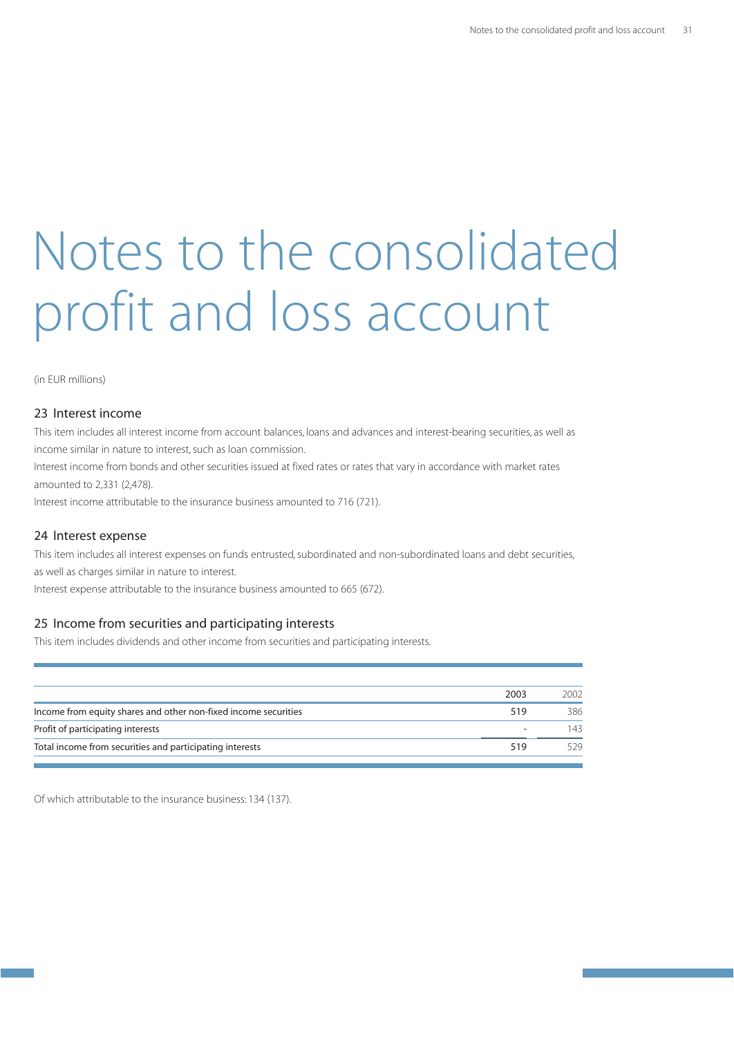# Notes to the consolidated profit and loss account

(in EUR millions)

## 23 Interest income

This item includes all interest income from account balances, loans and advances and interest-bearing securities, as well as income similar in nature to interest, such as loan commission.
Interest income from bonds and other securities issued at fixed rates or rates that vary in accordance with market rates amounted to 2,331 (2,478).
Interest income attributable to the insurance business amounted to 716 (721).

## 24 Interest expense

This item includes all interest expenses on funds entrusted, subordinated and non-subordinated loans and debt securities, as well as charges similar in nature to interest.
Interest expense attributable to the insurance business amounted to 665 (672).

## 25 Income from securities and participating interests

This item includes dividends and other income from securities and participating interests.

| | 2003 | 2002 |
|---|---|---|
| Income from equity shares and other non-fixed income securities | 519 | 386 |
| Profit of participating interests | - | 143 |
| Total income from securities and participating interests | 519 | 529 |

Of which attributable to the insurance business: 134 (137).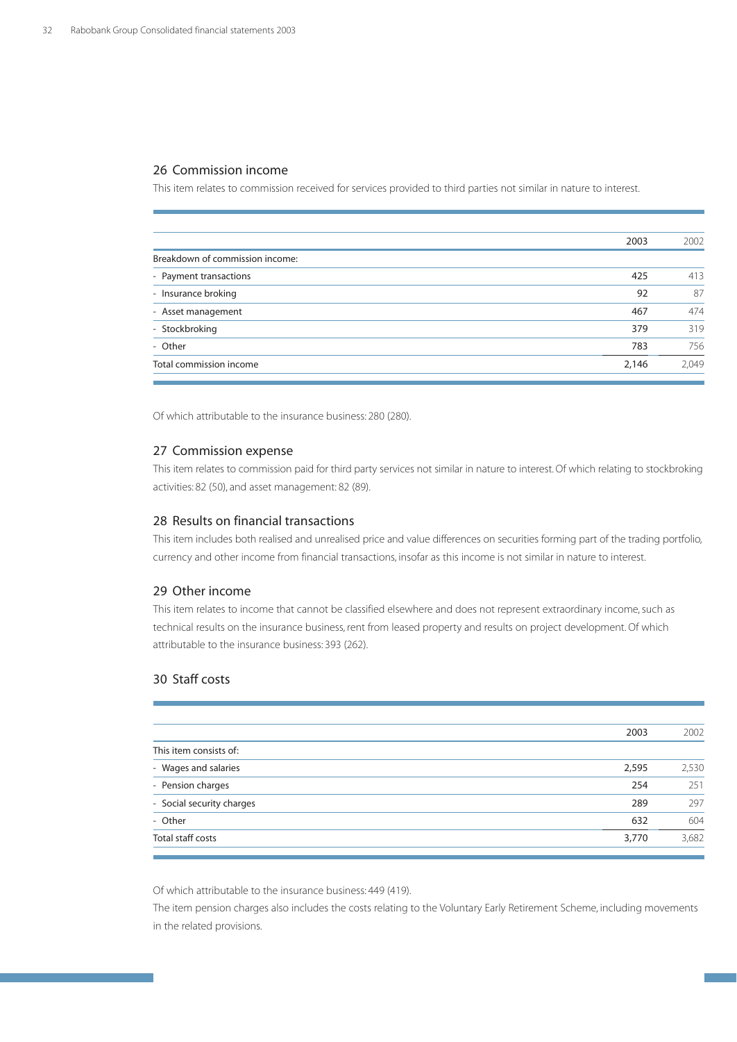## 26 Commission income

This item relates to commission received for services provided to third parties not similar in nature to interest.

| | 2003 | 2002 |
|---|---|---|
| Breakdown of commission income: | | |
| - Payment transactions | 425 | 413 |
| - Insurance broking | 92 | 87 |
| - Asset management | 467 | 474 |
| - Stockbroking | 379 | 319 |
| - Other | 783 | 756 |
| Total commission income | 2,146 | 2,049 |

Of which attributable to the insurance business: 280 (280).

## 27 Commission expense

This item relates to commission paid for third party services not similar in nature to interest. Of which relating to stockbroking activities: 82 (50), and asset management: 82 (89).

## 28 Results on financial transactions

This item includes both realised and unrealised price and value differences on securities forming part of the trading portfolio, currency and other income from financial transactions, insofar as this income is not similar in nature to interest.

## 29 Other income

This item relates to income that cannot be classified elsewhere and does not represent extraordinary income, such as technical results on the insurance business, rent from leased property and results on project development. Of which attributable to the insurance business: 393 (262).

## 30 Staff costs

| | 2003 | 2002 |
|---|---|---|
| This item consists of: | | |
| - Wages and salaries | 2,595 | 2,530 |
| - Pension charges | 254 | 251 |
| - Social security charges | 289 | 297 |
| - Other | 632 | 604 |
| Total staff costs | 3,770 | 3,682 |

Of which attributable to the insurance business: 449 (419).

The item pension charges also includes the costs relating to the Voluntary Early Retirement Scheme, including movements in the related provisions.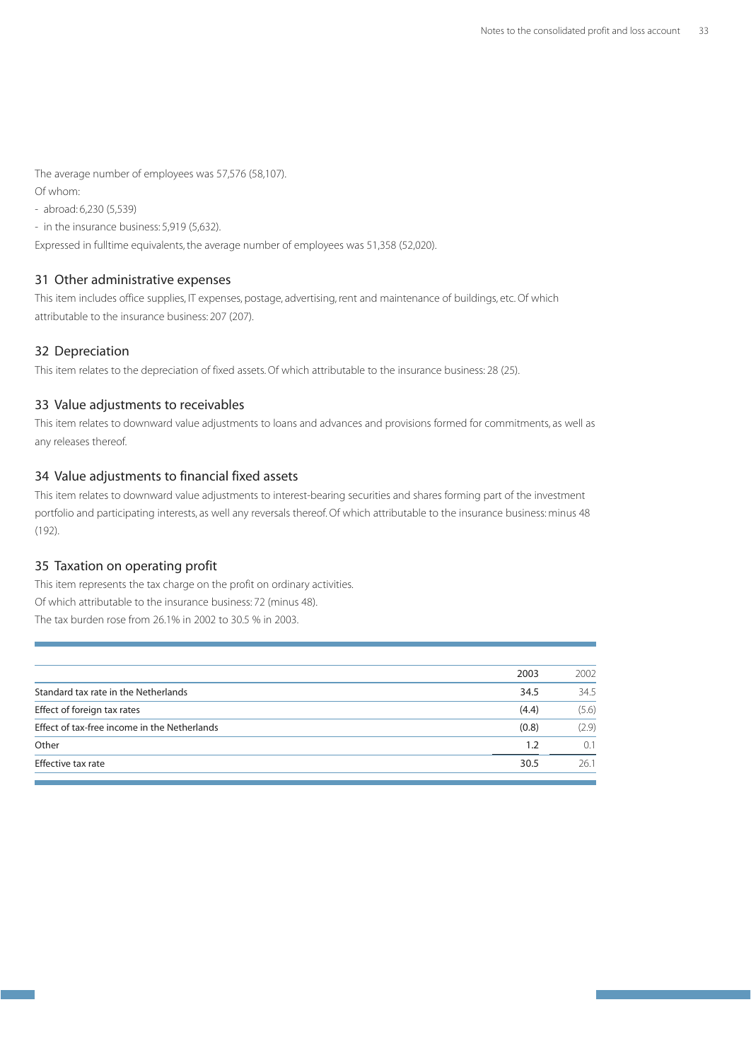The average number of employees was 57,576 (58,107).

Of whom:

- abroad: 6,230 (5,539)
- in the insurance business: 5,919 (5,632).

Expressed in fulltime equivalents, the average number of employees was 51,358 (52,020).

## 31 Other administrative expenses

This item includes office supplies, IT expenses, postage, advertising, rent and maintenance of buildings, etc. Of which attributable to the insurance business: 207 (207).

## 32 Depreciation

This item relates to the depreciation of fixed assets. Of which attributable to the insurance business: 28 (25).

## 33 Value adjustments to receivables

This item relates to downward value adjustments to loans and advances and provisions formed for commitments, as well as any releases thereof.

## 34 Value adjustments to financial fixed assets

This item relates to downward value adjustments to interest-bearing securities and shares forming part of the investment portfolio and participating interests, as well any reversals thereof. Of which attributable to the insurance business: minus 48 (192).

## 35 Taxation on operating profit

This item represents the tax charge on the profit on ordinary activities.

Of which attributable to the insurance business: 72 (minus 48).

The tax burden rose from 26.1% in 2002 to 30.5 % in 2003.

| | 2003 | 2002 |
|---|---|---|
| Standard tax rate in the Netherlands | 34.5 | 34.5 |
| Effect of foreign tax rates | (4.4) | (5.6) |
| Effect of tax-free income in the Netherlands | (0.8) | (2.9) |
| Other | 1.2 | 0.1 |
| Effective tax rate | 30.5 | 26.1 |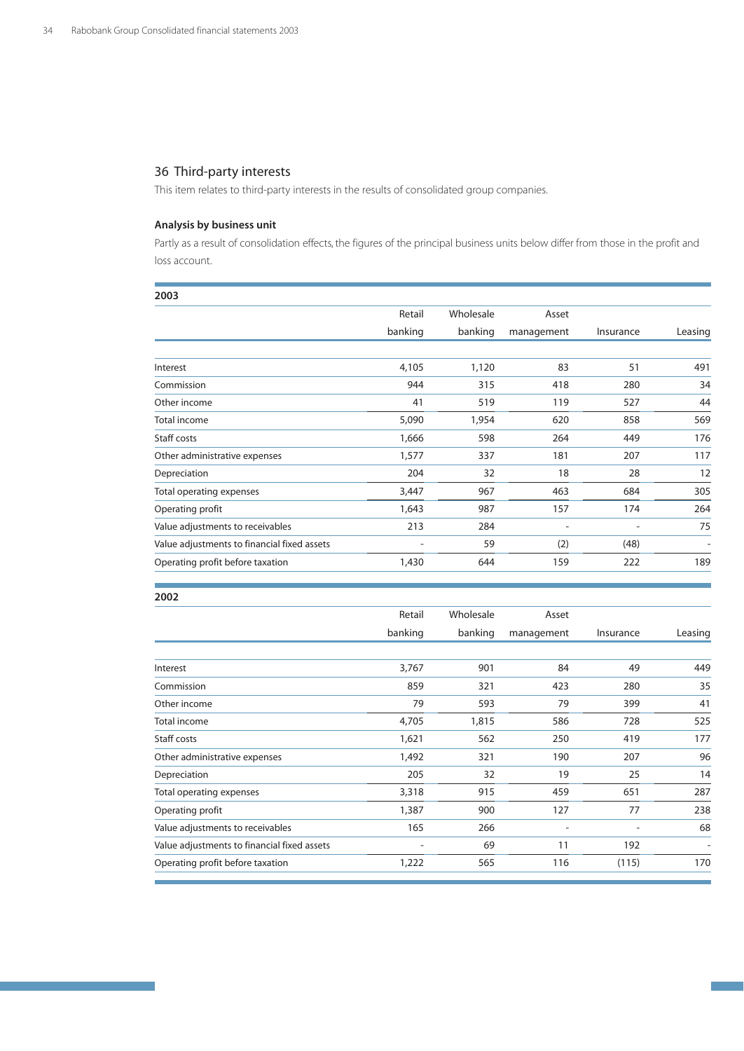## 36 Third-party interests

This item relates to third-party interests in the results of consolidated group companies.

### Analysis by business unit

Partly as a result of consolidation effects, the figures of the principal business units below differ from those in the profit and loss account.

**2003**

| | Retail banking | Wholesale banking | Asset management | Insurance | Leasing |
|---|---|---|---|---|---|
| Interest | 4,105 | 1,120 | 83 | 51 | 491 |
| Commission | 944 | 315 | 418 | 280 | 34 |
| Other income | 41 | 519 | 119 | 527 | 44 |
| Total income | 5,090 | 1,954 | 620 | 858 | 569 |
| Staff costs | 1,666 | 598 | 264 | 449 | 176 |
| Other administrative expenses | 1,577 | 337 | 181 | 207 | 117 |
| Depreciation | 204 | 32 | 18 | 28 | 12 |
| Total operating expenses | 3,447 | 967 | 463 | 684 | 305 |
| Operating profit | 1,643 | 987 | 157 | 174 | 264 |
| Value adjustments to receivables | 213 | 284 | - | - | 75 |
| Value adjustments to financial fixed assets | - | 59 | (2) | (48) | - |
| Operating profit before taxation | 1,430 | 644 | 159 | 222 | 189 |

**2002**

| | Retail banking | Wholesale banking | Asset management | Insurance | Leasing |
|---|---|---|---|---|---|
| Interest | 3,767 | 901 | 84 | 49 | 449 |
| Commission | 859 | 321 | 423 | 280 | 35 |
| Other income | 79 | 593 | 79 | 399 | 41 |
| Total income | 4,705 | 1,815 | 586 | 728 | 525 |
| Staff costs | 1,621 | 562 | 250 | 419 | 177 |
| Other administrative expenses | 1,492 | 321 | 190 | 207 | 96 |
| Depreciation | 205 | 32 | 19 | 25 | 14 |
| Total operating expenses | 3,318 | 915 | 459 | 651 | 287 |
| Operating profit | 1,387 | 900 | 127 | 77 | 238 |
| Value adjustments to receivables | 165 | 266 | - | - | 68 |
| Value adjustments to financial fixed assets | - | 69 | 11 | 192 | - |
| Operating profit before taxation | 1,222 | 565 | 116 | (115) | 170 |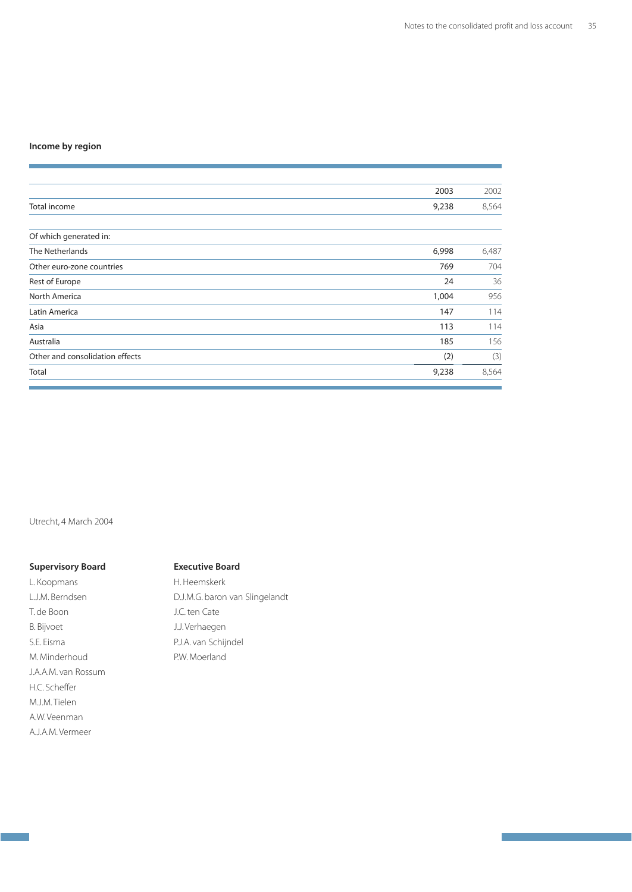## Income by region

| | 2003 | 2002 |
|---|---|---|
| Total income | 9,238 | 8,564 |
| | | |
| Of which generated in: | | |
| The Netherlands | 6,998 | 6,487 |
| Other euro-zone countries | 769 | 704 |
| Rest of Europe | 24 | 36 |
| North America | 1,004 | 956 |
| Latin America | 147 | 114 |
| Asia | 113 | 114 |
| Australia | 185 | 156 |
| Other and consolidation effects | (2) | (3) |
| Total | 9,238 | 8,564 |

Utrecht, 4 March 2004

**Supervisory Board**

L. Koopmans
L.J.M. Berndsen
T. de Boon
B. Bijvoet
S.E. Eisma
M. Minderhoud
J.A.A.M. van Rossum
H.C. Scheffer
M.J.M. Tielen
A.W. Veenman
A.J.A.M. Vermeer

**Executive Board**

H. Heemskerk
D.J.M.G. baron van Slingelandt
J.C. ten Cate
J.J. Verhaegen
P.J.A. van Schijndel
P.W. Moerland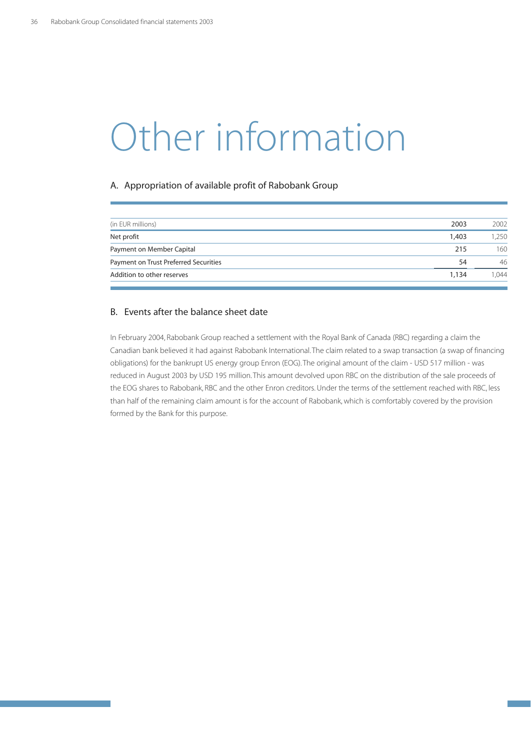# Other information

## A. Appropriation of available profit of Rabobank Group

| (in EUR millions) | 2003 | 2002 |
|---|---|---|
| Net profit | 1,403 | 1,250 |
| Payment on Member Capital | 215 | 160 |
| Payment on Trust Preferred Securities | 54 | 46 |
| Addition to other reserves | 1,134 | 1,044 |

## B. Events after the balance sheet date

In February 2004, Rabobank Group reached a settlement with the Royal Bank of Canada (RBC) regarding a claim the Canadian bank believed it had against Rabobank International. The claim related to a swap transaction (a swap of financing obligations) for the bankrupt US energy group Enron (EOG). The original amount of the claim - USD 517 million - was reduced in August 2003 by USD 195 million. This amount devolved upon RBC on the distribution of the sale proceeds of the EOG shares to Rabobank, RBC and the other Enron creditors. Under the terms of the settlement reached with RBC, less than half of the remaining claim amount is for the account of Rabobank, which is comfortably covered by the provision formed by the Bank for this purpose.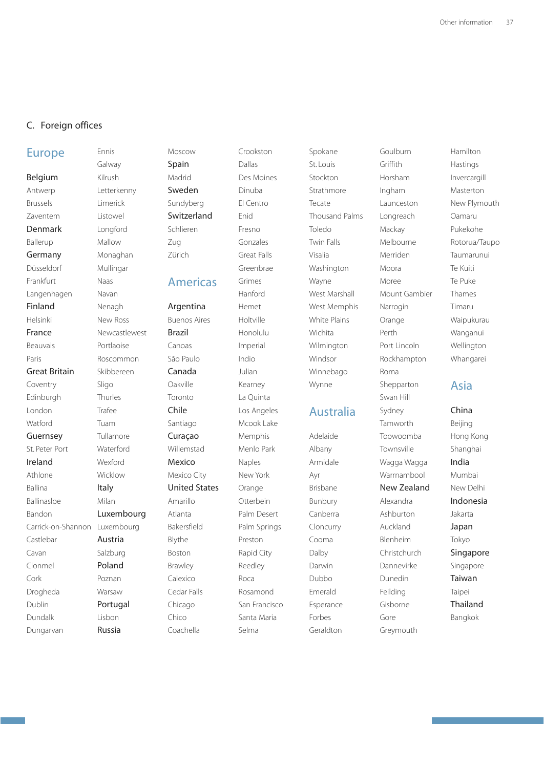## C. Foreign offices

### Europe

**Belgium**
Antwerp
Brussels
Zaventem

**Denmark**
Ballerup

**Germany**
Düsseldorf
Frankfurt
Langenhagen

**Finland**
Helsinki

**France**
Beauvais
Paris

**Great Britain**
Coventry
Edinburgh
London
Watford

**Guernsey**
St. Peter Port

**Ireland**
Athlone
Ballina
Ballinasloe
Bandon
Carrick-on-Shannon
Castlebar
Cavan
Clonmel
Cork
Drogheda
Dublin
Dundalk
Dungarvan
Ennis
Galway
Kilrush
Letterkenny
Limerick
Listowel
Longford
Mallow
Monaghan
Mullingar
Naas
Navan
Nenagh
New Ross
Newcastlewest
Portlaoise
Roscommon
Skibbereen
Sligo
Thurles
Trafee
Tuam
Tullamore
Waterford
Wexford
Wicklow

**Italy**
Milan

**Luxembourg**
Luxembourg

**Austria**
Salzburg

**Poland**
Poznan
Warsaw

**Portugal**
Lisbon

**Russia**
Moscow

**Spain**
Madrid

**Sweden**
Sundyberg

**Switzerland**
Schlieren
Zug
Zürich

### Americas

**Argentina**
Buenos Aires

**Brazil**
Canoas
São Paulo

**Canada**
Oakville
Toronto

**Chile**
Santiago

**Curaçao**
Willemstad

**Mexico**
Mexico City

**United States**
Amarillo
Atlanta
Bakersfield
Blythe
Boston
Brawley
Calexico
Cedar Falls
Chicago
Chico
Coachella
Crookston
Dallas
Des Moines
Dinuba
El Centro
Enid
Fresno
Gonzales
Great Falls
Greenbrae
Grimes
Hanford
Hemet
Holtville
Honolulu
Imperial
Indio
Julian
Kearney
La Quinta
Los Angeles
Mcook Lake
Memphis
Menlo Park
Naples
New York
Orange
Otterbein
Palm Desert
Palm Springs
Preston
Rapid City
Reedley
Roca
Rosamond
San Francisco
Santa Maria
Selma
Spokane
St. Louis
Stockton
Strathmore
Tecate
Thousand Palms
Toledo
Twin Falls
Visalia
Washington
Wayne
West Marshall
West Memphis
White Plains
Wichita
Wilmington
Windsor
Winnebago
Wynne

### Australia

Adelaide
Albany
Armidale
Ayr
Brisbane
Bunbury
Canberra
Cloncurry
Cooma
Dalby
Darwin
Dubbo
Emerald
Esperance
Forbes
Geraldton
Goulburn
Griffith
Horsham
Ingham
Launceston
Longreach
Mackay
Melbourne
Merriden
Moora
Moree
Mount Gambier
Narrogin
Orange
Perth
Port Lincoln
Rockhampton
Roma
Shepparton
Swan Hill
Sydney
Tamworth
Toowoomba
Townsville
Wagga Wagga
Warrnambool

**New Zealand**
Alexandra
Ashburton
Auckland
Blenheim
Christchurch
Dannevirke
Dunedin
Feilding
Gisborne
Gore
Greymouth
Hamilton
Hastings
Invercargill
Masterton
New Plymouth
Oamaru
Pukekohe
Rotorua/Taupo
Taumarunui
Te Kuiti
Te Puke
Thames
Timaru
Waipukurau
Wanganui
Wellington
Whangarei

### Asia

**China**
Beijing
Hong Kong
Shanghai

**India**
Mumbai
New Delhi

**Indonesia**
Jakarta

**Japan**
Tokyo

**Singapore**
Singapore

**Taiwan**
Taipei

**Thailand**
Bangkok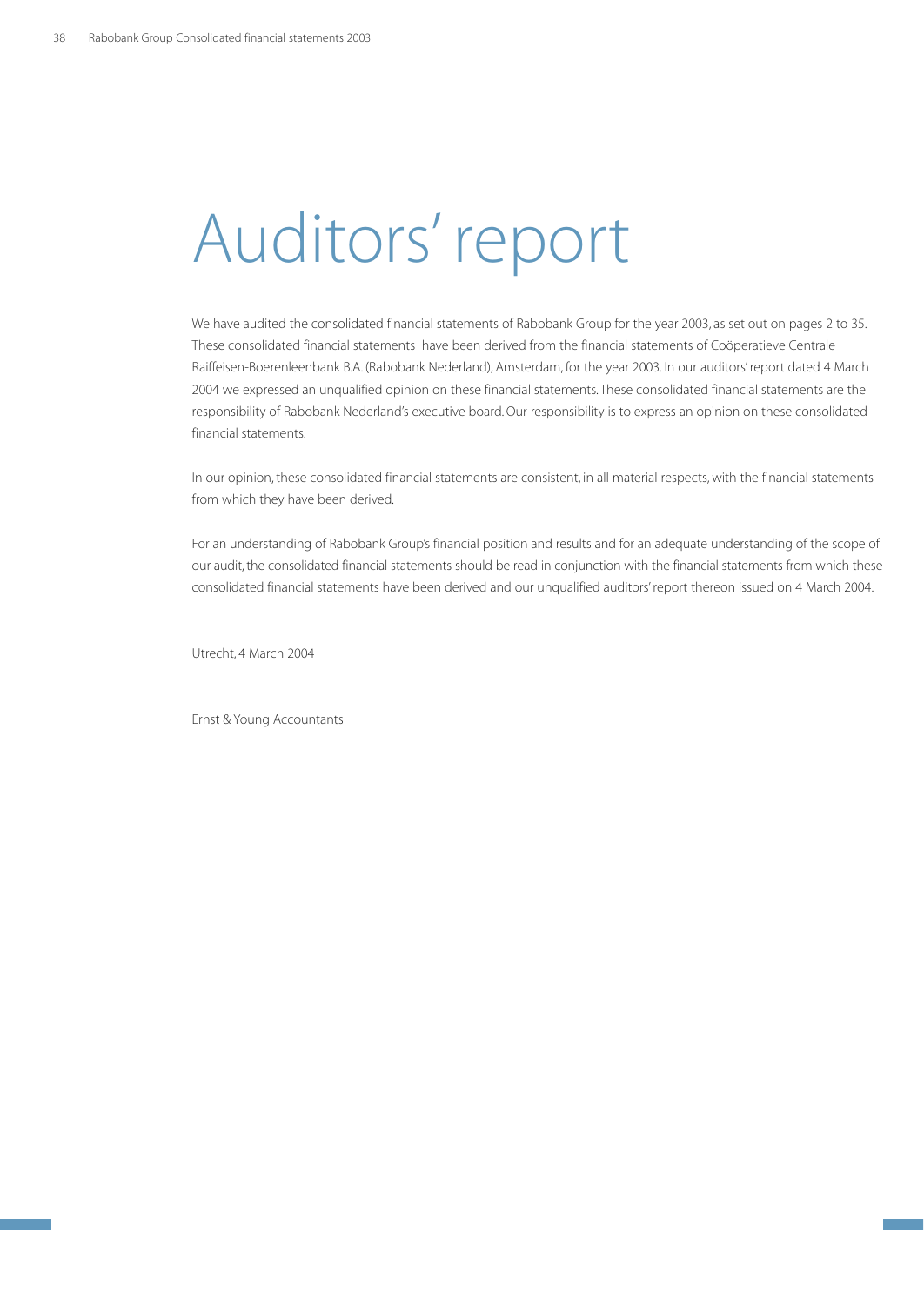# Auditors' report

We have audited the consolidated financial statements of Rabobank Group for the year 2003, as set out on pages 2 to 35. These consolidated financial statements have been derived from the financial statements of Coöperatieve Centrale Raiffeisen-Boerenleenbank B.A. (Rabobank Nederland), Amsterdam, for the year 2003. In our auditors' report dated 4 March 2004 we expressed an unqualified opinion on these financial statements. These consolidated financial statements are the responsibility of Rabobank Nederland's executive board. Our responsibility is to express an opinion on these consolidated financial statements.

In our opinion, these consolidated financial statements are consistent, in all material respects, with the financial statements from which they have been derived.

For an understanding of Rabobank Group's financial position and results and for an adequate understanding of the scope of our audit, the consolidated financial statements should be read in conjunction with the financial statements from which these consolidated financial statements have been derived and our unqualified auditors' report thereon issued on 4 March 2004.

Utrecht, 4 March 2004

Ernst & Young Accountants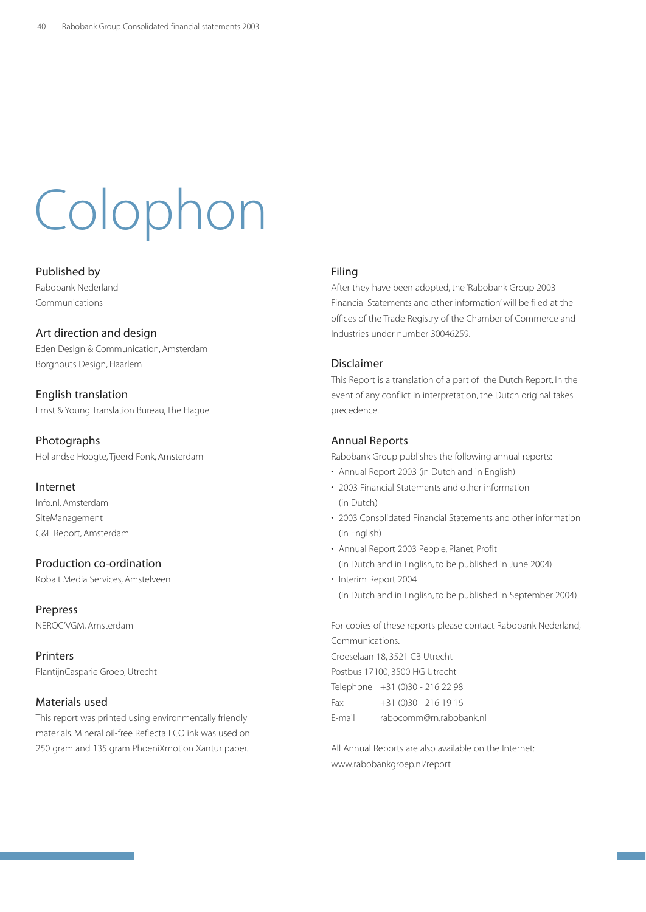# Colophon

## Published by

Rabobank Nederland
Communications

## Art direction and design

Eden Design & Communication, Amsterdam
Borghouts Design, Haarlem

## English translation

Ernst & Young Translation Bureau, The Hague

## Photographs

Hollandse Hoogte, Tjeerd Fonk, Amsterdam

## Internet

Info.nl, Amsterdam
SiteManagement
C&F Report, Amsterdam

## Production co-ordination

Kobalt Media Services, Amstelveen

## Prepress

NEROC'VGM, Amsterdam

## Printers

PlantijnCasparie Groep, Utrecht

## Materials used

This report was printed using environmentally friendly materials. Mineral oil-free Reflecta ECO ink was used on 250 gram and 135 gram PhoeniXmotion Xantur paper.

## Filing

After they have been adopted, the 'Rabobank Group 2003 Financial Statements and other information' will be filed at the offices of the Trade Registry of the Chamber of Commerce and Industries under number 30046259.

## Disclaimer

This Report is a translation of a part of the Dutch Report. In the event of any conflict in interpretation, the Dutch original takes precedence.

## Annual Reports

Rabobank Group publishes the following annual reports:

- Annual Report 2003 (in Dutch and in English)
- 2003 Financial Statements and other information (in Dutch)
- 2003 Consolidated Financial Statements and other information (in English)
- Annual Report 2003 People, Planet, Profit (in Dutch and in English, to be published in June 2004)
- Interim Report 2004 (in Dutch and in English, to be published in September 2004)

For copies of these reports please contact Rabobank Nederland, Communications.
Croeselaan 18, 3521 CB Utrecht
Postbus 17100, 3500 HG Utrecht
Telephone +31 (0)30 - 216 22 98
Fax +31 (0)30 - 216 19 16
E-mail rabocomm@rn.rabobank.nl

All Annual Reports are also available on the Internet:
www.rabobankgroep.nl/report